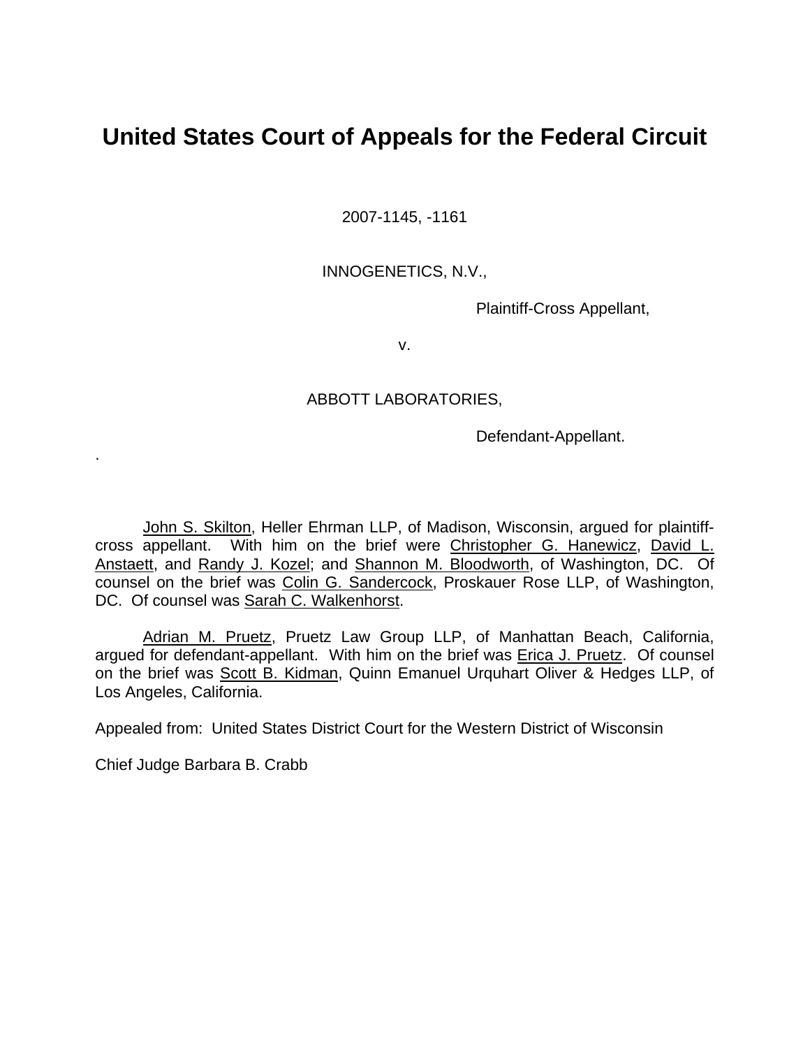# United States Court of Appeals for the Federal Circuit

2007-1145, -1161

INNOGENETICS, N.V.,

Plaintiff-Cross Appellant,

v.

ABBOTT LABORATORIES,

Defendant-Appellant.

.

John S. Skilton, Heller Ehrman LLP, of Madison, Wisconsin, argued for plaintiff-cross appellant. With him on the brief were Christopher G. Hanewicz, David L. Anstaett, and Randy J. Kozel; and Shannon M. Bloodworth, of Washington, DC. Of counsel on the brief was Colin G. Sandercock, Proskauer Rose LLP, of Washington, DC. Of counsel was Sarah C. Walkenhorst.

Adrian M. Pruetz, Pruetz Law Group LLP, of Manhattan Beach, California, argued for defendant-appellant. With him on the brief was Erica J. Pruetz. Of counsel on the brief was Scott B. Kidman, Quinn Emanuel Urquhart Oliver & Hedges LLP, of Los Angeles, California.

Appealed from: United States District Court for the Western District of Wisconsin

Chief Judge Barbara B. Crabb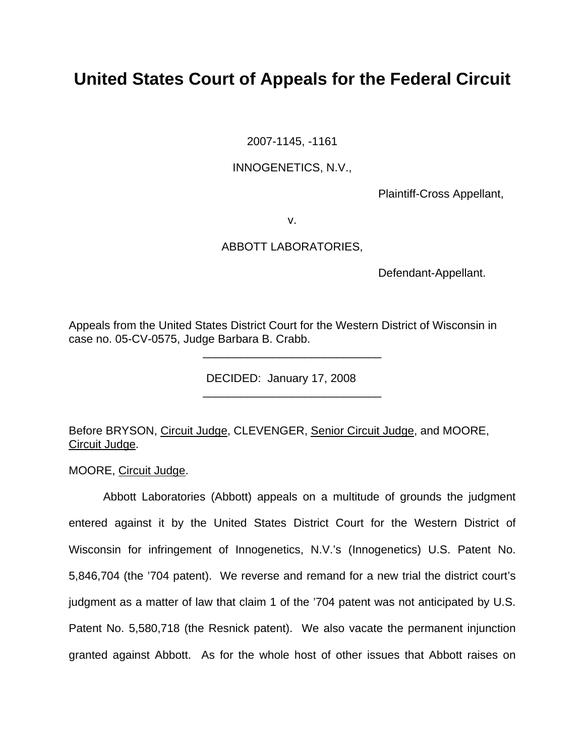# United States Court of Appeals for the Federal Circuit

2007-1145, -1161

INNOGENETICS, N.V.,

Plaintiff-Cross Appellant,

v.

ABBOTT LABORATORIES,

Defendant-Appellant.

Appeals from the United States District Court for the Western District of Wisconsin in case no. 05-CV-0575, Judge Barbara B. Crabb.

---

DECIDED: January 17, 2008

---

Before BRYSON, Circuit Judge, CLEVENGER, Senior Circuit Judge, and MOORE, Circuit Judge.

MOORE, Circuit Judge.

Abbott Laboratories (Abbott) appeals on a multitude of grounds the judgment entered against it by the United States District Court for the Western District of Wisconsin for infringement of Innogenetics, N.V.'s (Innogenetics) U.S. Patent No. 5,846,704 (the '704 patent). We reverse and remand for a new trial the district court's judgment as a matter of law that claim 1 of the '704 patent was not anticipated by U.S. Patent No. 5,580,718 (the Resnick patent). We also vacate the permanent injunction granted against Abbott. As for the whole host of other issues that Abbott raises on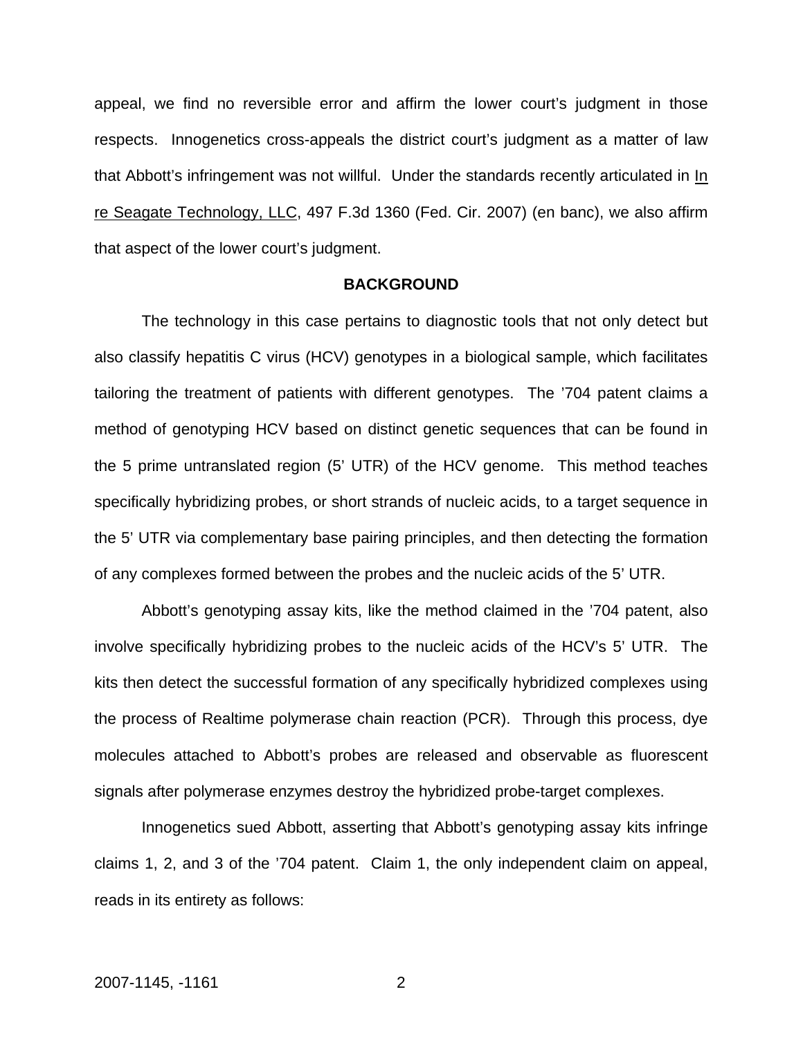appeal, we find no reversible error and affirm the lower court's judgment in those respects. Innogenetics cross-appeals the district court's judgment as a matter of law that Abbott's infringement was not willful. Under the standards recently articulated in In re Seagate Technology, LLC, 497 F.3d 1360 (Fed. Cir. 2007) (en banc), we also affirm that aspect of the lower court's judgment.

## BACKGROUND

The technology in this case pertains to diagnostic tools that not only detect but also classify hepatitis C virus (HCV) genotypes in a biological sample, which facilitates tailoring the treatment of patients with different genotypes. The '704 patent claims a method of genotyping HCV based on distinct genetic sequences that can be found in the 5 prime untranslated region (5' UTR) of the HCV genome. This method teaches specifically hybridizing probes, or short strands of nucleic acids, to a target sequence in the 5' UTR via complementary base pairing principles, and then detecting the formation of any complexes formed between the probes and the nucleic acids of the 5' UTR.

Abbott's genotyping assay kits, like the method claimed in the '704 patent, also involve specifically hybridizing probes to the nucleic acids of the HCV's 5' UTR. The kits then detect the successful formation of any specifically hybridized complexes using the process of Realtime polymerase chain reaction (PCR). Through this process, dye molecules attached to Abbott's probes are released and observable as fluorescent signals after polymerase enzymes destroy the hybridized probe-target complexes.

Innogenetics sued Abbott, asserting that Abbott's genotyping assay kits infringe claims 1, 2, and 3 of the '704 patent. Claim 1, the only independent claim on appeal, reads in its entirety as follows: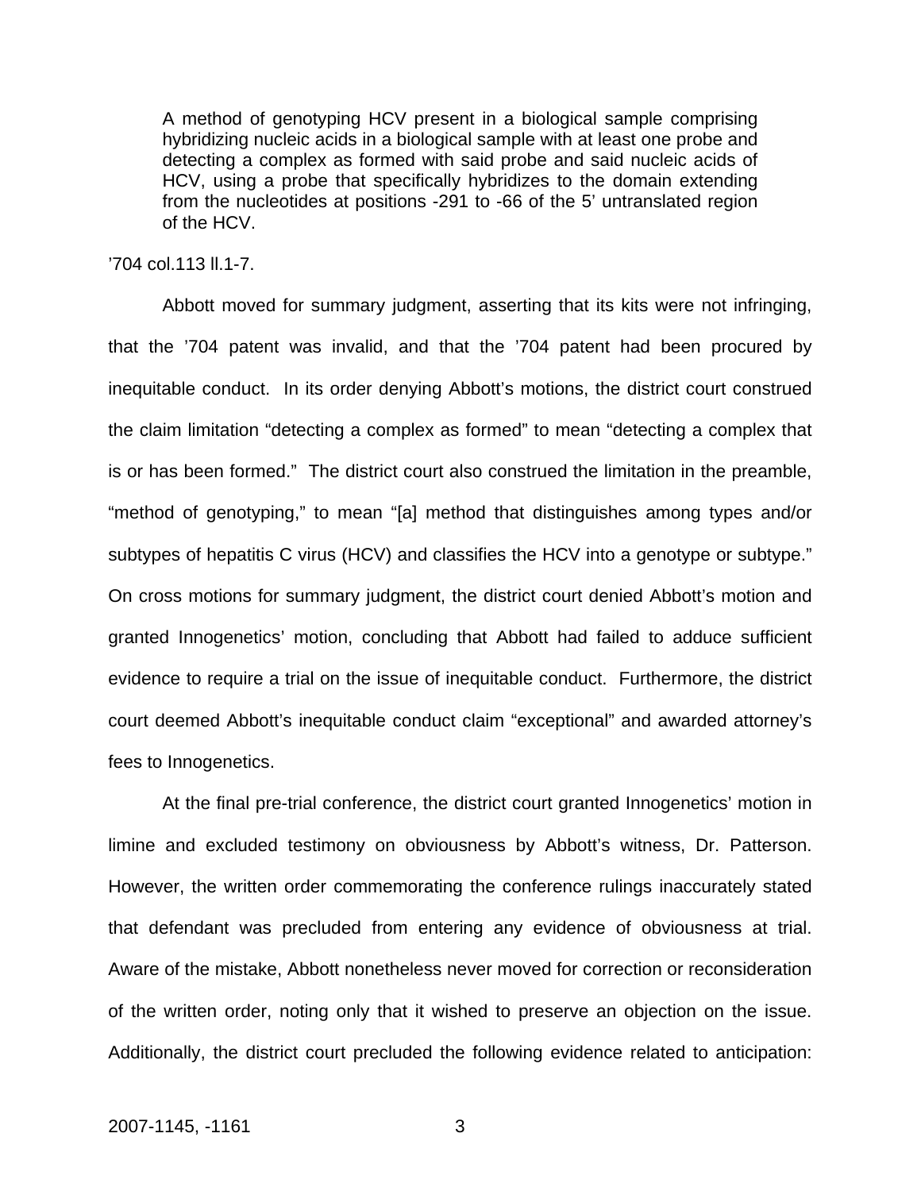> A method of genotyping HCV present in a biological sample comprising hybridizing nucleic acids in a biological sample with at least one probe and detecting a complex as formed with said probe and said nucleic acids of HCV, using a probe that specifically hybridizes to the domain extending from the nucleotides at positions -291 to -66 of the 5' untranslated region of the HCV.

'704 col.113 ll.1-7.

Abbott moved for summary judgment, asserting that its kits were not infringing, that the '704 patent was invalid, and that the '704 patent had been procured by inequitable conduct. In its order denying Abbott's motions, the district court construed the claim limitation "detecting a complex as formed" to mean "detecting a complex that is or has been formed." The district court also construed the limitation in the preamble, "method of genotyping," to mean "[a] method that distinguishes among types and/or subtypes of hepatitis C virus (HCV) and classifies the HCV into a genotype or subtype." On cross motions for summary judgment, the district court denied Abbott's motion and granted Innogenetics' motion, concluding that Abbott had failed to adduce sufficient evidence to require a trial on the issue of inequitable conduct. Furthermore, the district court deemed Abbott's inequitable conduct claim "exceptional" and awarded attorney's fees to Innogenetics.

At the final pre-trial conference, the district court granted Innogenetics' motion in limine and excluded testimony on obviousness by Abbott's witness, Dr. Patterson. However, the written order commemorating the conference rulings inaccurately stated that defendant was precluded from entering any evidence of obviousness at trial. Aware of the mistake, Abbott nonetheless never moved for correction or reconsideration of the written order, noting only that it wished to preserve an objection on the issue. Additionally, the district court precluded the following evidence related to anticipation: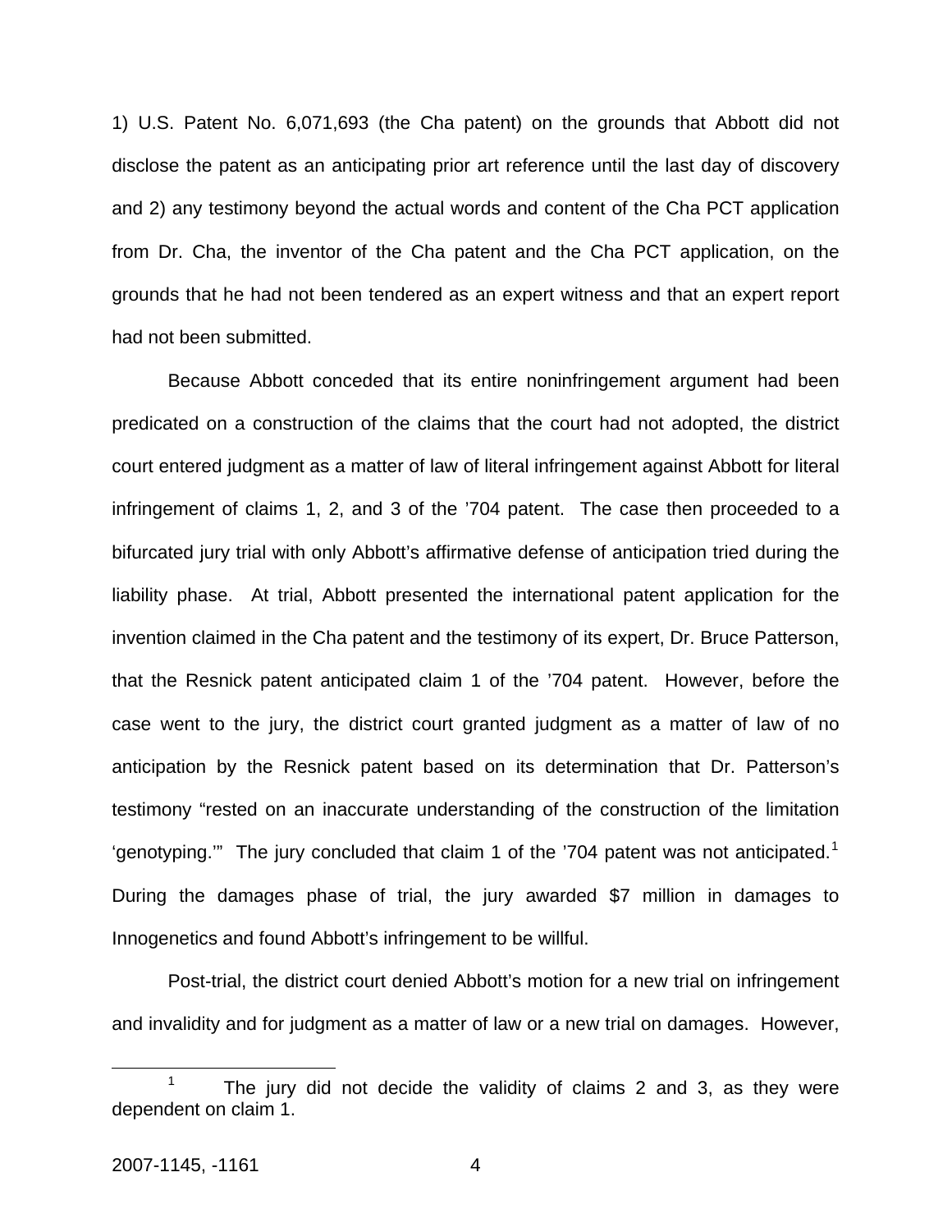1) U.S. Patent No. 6,071,693 (the Cha patent) on the grounds that Abbott did not disclose the patent as an anticipating prior art reference until the last day of discovery and 2) any testimony beyond the actual words and content of the Cha PCT application from Dr. Cha, the inventor of the Cha patent and the Cha PCT application, on the grounds that he had not been tendered as an expert witness and that an expert report had not been submitted.

Because Abbott conceded that its entire noninfringement argument had been predicated on a construction of the claims that the court had not adopted, the district court entered judgment as a matter of law of literal infringement against Abbott for literal infringement of claims 1, 2, and 3 of the '704 patent. The case then proceeded to a bifurcated jury trial with only Abbott's affirmative defense of anticipation tried during the liability phase. At trial, Abbott presented the international patent application for the invention claimed in the Cha patent and the testimony of its expert, Dr. Bruce Patterson, that the Resnick patent anticipated claim 1 of the '704 patent. However, before the case went to the jury, the district court granted judgment as a matter of law of no anticipation by the Resnick patent based on its determination that Dr. Patterson's testimony "rested on an inaccurate understanding of the construction of the limitation 'genotyping.'" The jury concluded that claim 1 of the '704 patent was not anticipated.[1] During the damages phase of trial, the jury awarded $7 million in damages to Innogenetics and found Abbott's infringement to be willful.

Post-trial, the district court denied Abbott's motion for a new trial on infringement and invalidity and for judgment as a matter of law or a new trial on damages. However,

[1] The jury did not decide the validity of claims 2 and 3, as they were dependent on claim 1.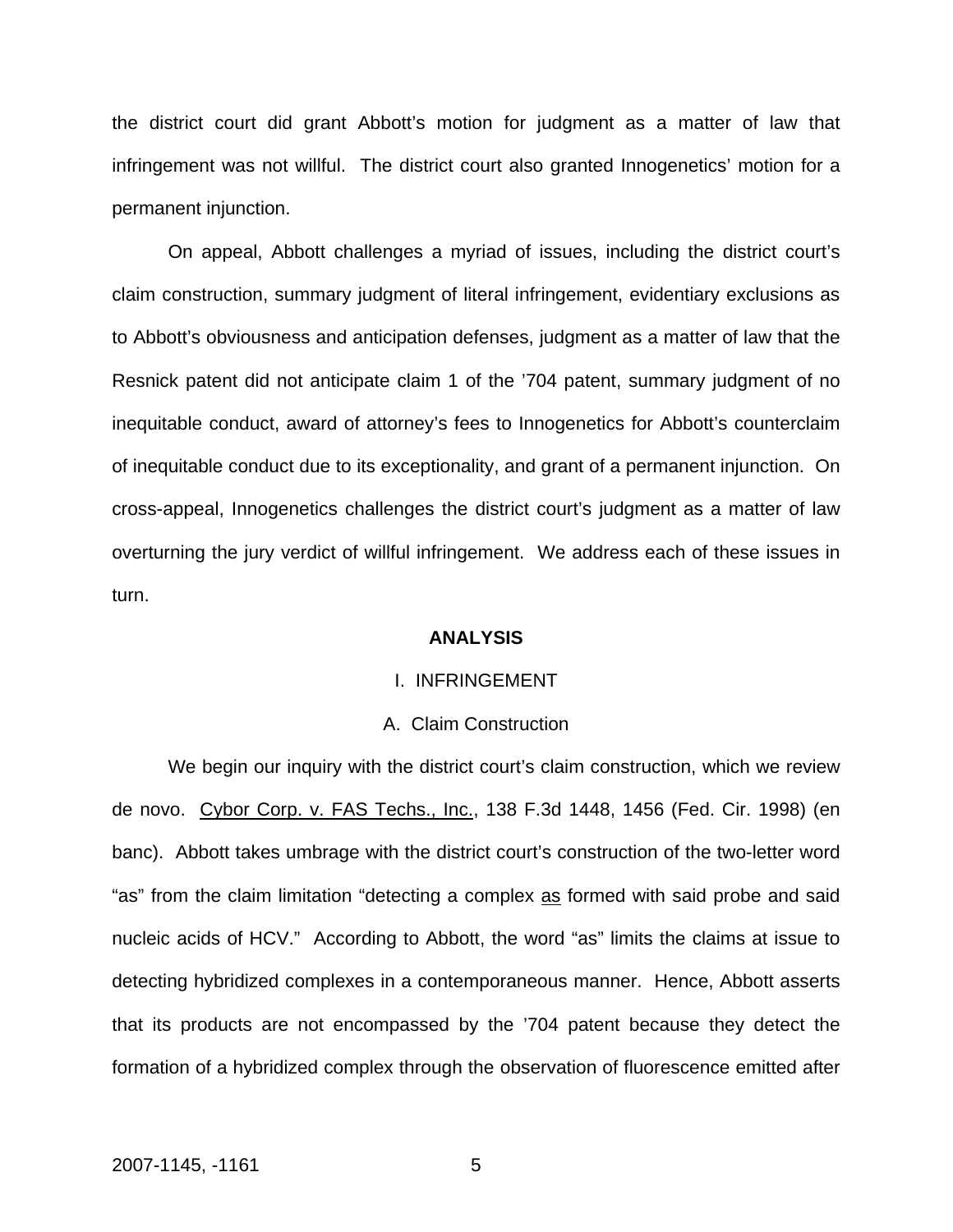the district court did grant Abbott's motion for judgment as a matter of law that infringement was not willful. The district court also granted Innogenetics' motion for a permanent injunction.

On appeal, Abbott challenges a myriad of issues, including the district court's claim construction, summary judgment of literal infringement, evidentiary exclusions as to Abbott's obviousness and anticipation defenses, judgment as a matter of law that the Resnick patent did not anticipate claim 1 of the '704 patent, summary judgment of no inequitable conduct, award of attorney's fees to Innogenetics for Abbott's counterclaim of inequitable conduct due to its exceptionality, and grant of a permanent injunction. On cross-appeal, Innogenetics challenges the district court's judgment as a matter of law overturning the jury verdict of willful infringement. We address each of these issues in turn.

## ANALYSIS

### I. INFRINGEMENT

#### A. Claim Construction

We begin our inquiry with the district court's claim construction, which we review de novo. Cybor Corp. v. FAS Techs., Inc., 138 F.3d 1448, 1456 (Fed. Cir. 1998) (en banc). Abbott takes umbrage with the district court's construction of the two-letter word "as" from the claim limitation "detecting a complex as formed with said probe and said nucleic acids of HCV." According to Abbott, the word "as" limits the claims at issue to detecting hybridized complexes in a contemporaneous manner. Hence, Abbott asserts that its products are not encompassed by the '704 patent because they detect the formation of a hybridized complex through the observation of fluorescence emitted after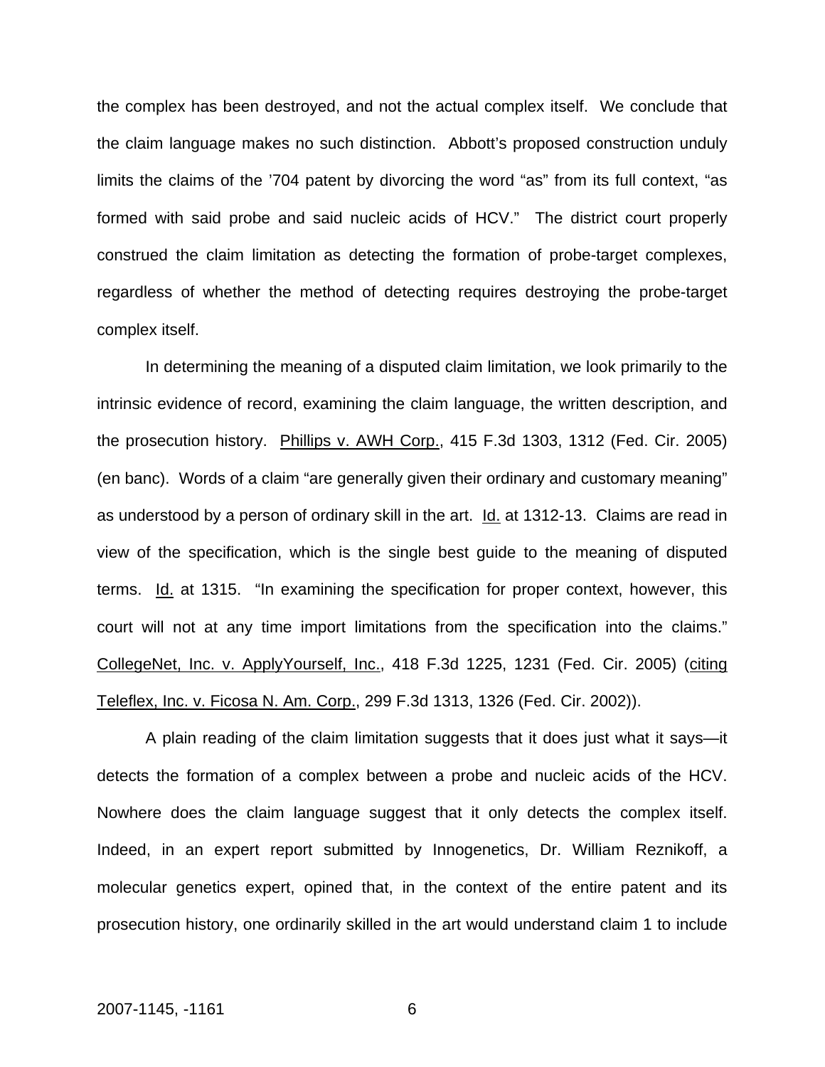the complex has been destroyed, and not the actual complex itself. We conclude that the claim language makes no such distinction. Abbott's proposed construction unduly limits the claims of the '704 patent by divorcing the word "as" from its full context, "as formed with said probe and said nucleic acids of HCV." The district court properly construed the claim limitation as detecting the formation of probe-target complexes, regardless of whether the method of detecting requires destroying the probe-target complex itself.

In determining the meaning of a disputed claim limitation, we look primarily to the intrinsic evidence of record, examining the claim language, the written description, and the prosecution history. Phillips v. AWH Corp., 415 F.3d 1303, 1312 (Fed. Cir. 2005) (en banc). Words of a claim "are generally given their ordinary and customary meaning" as understood by a person of ordinary skill in the art. Id. at 1312-13. Claims are read in view of the specification, which is the single best guide to the meaning of disputed terms. Id. at 1315. "In examining the specification for proper context, however, this court will not at any time import limitations from the specification into the claims." CollegeNet, Inc. v. ApplyYourself, Inc., 418 F.3d 1225, 1231 (Fed. Cir. 2005) (citing Teleflex, Inc. v. Ficosa N. Am. Corp., 299 F.3d 1313, 1326 (Fed. Cir. 2002)).

A plain reading of the claim limitation suggests that it does just what it says—it detects the formation of a complex between a probe and nucleic acids of the HCV. Nowhere does the claim language suggest that it only detects the complex itself. Indeed, in an expert report submitted by Innogenetics, Dr. William Reznikoff, a molecular genetics expert, opined that, in the context of the entire patent and its prosecution history, one ordinarily skilled in the art would understand claim 1 to include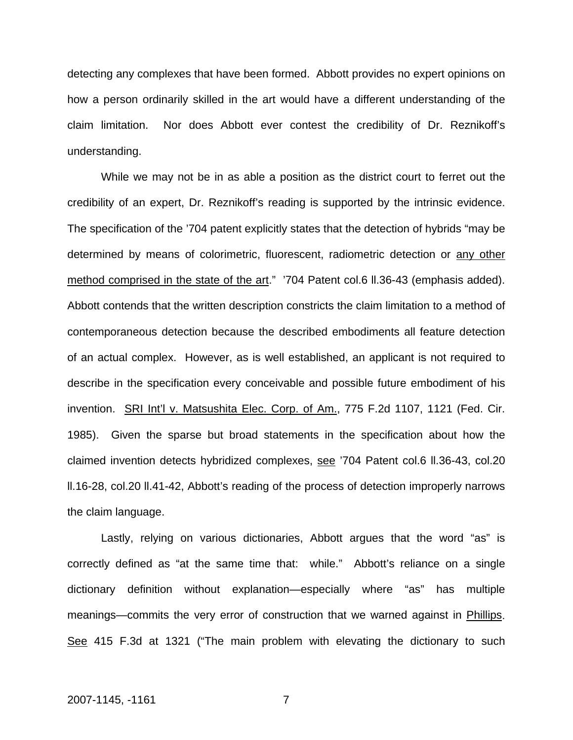detecting any complexes that have been formed. Abbott provides no expert opinions on how a person ordinarily skilled in the art would have a different understanding of the claim limitation. Nor does Abbott ever contest the credibility of Dr. Reznikoff's understanding.

While we may not be in as able a position as the district court to ferret out the credibility of an expert, Dr. Reznikoff's reading is supported by the intrinsic evidence. The specification of the '704 patent explicitly states that the detection of hybrids "may be determined by means of colorimetric, fluorescent, radiometric detection or <u>any other method comprised in the state of the art</u>." '704 Patent col.6 ll.36-43 (emphasis added). Abbott contends that the written description constricts the claim limitation to a method of contemporaneous detection because the described embodiments all feature detection of an actual complex. However, as is well established, an applicant is not required to describe in the specification every conceivable and possible future embodiment of his invention. <u>SRI Int'l v. Matsushita Elec. Corp. of Am.</u>, 775 F.2d 1107, 1121 (Fed. Cir. 1985). Given the sparse but broad statements in the specification about how the claimed invention detects hybridized complexes, <u>see</u> '704 Patent col.6 ll.36-43, col.20 ll.16-28, col.20 ll.41-42, Abbott's reading of the process of detection improperly narrows the claim language.

Lastly, relying on various dictionaries, Abbott argues that the word "as" is correctly defined as "at the same time that: while." Abbott's reliance on a single dictionary definition without explanation—especially where "as" has multiple meanings—commits the very error of construction that we warned against in <u>Phillips</u>. <u>See</u> 415 F.3d at 1321 ("The main problem with elevating the dictionary to such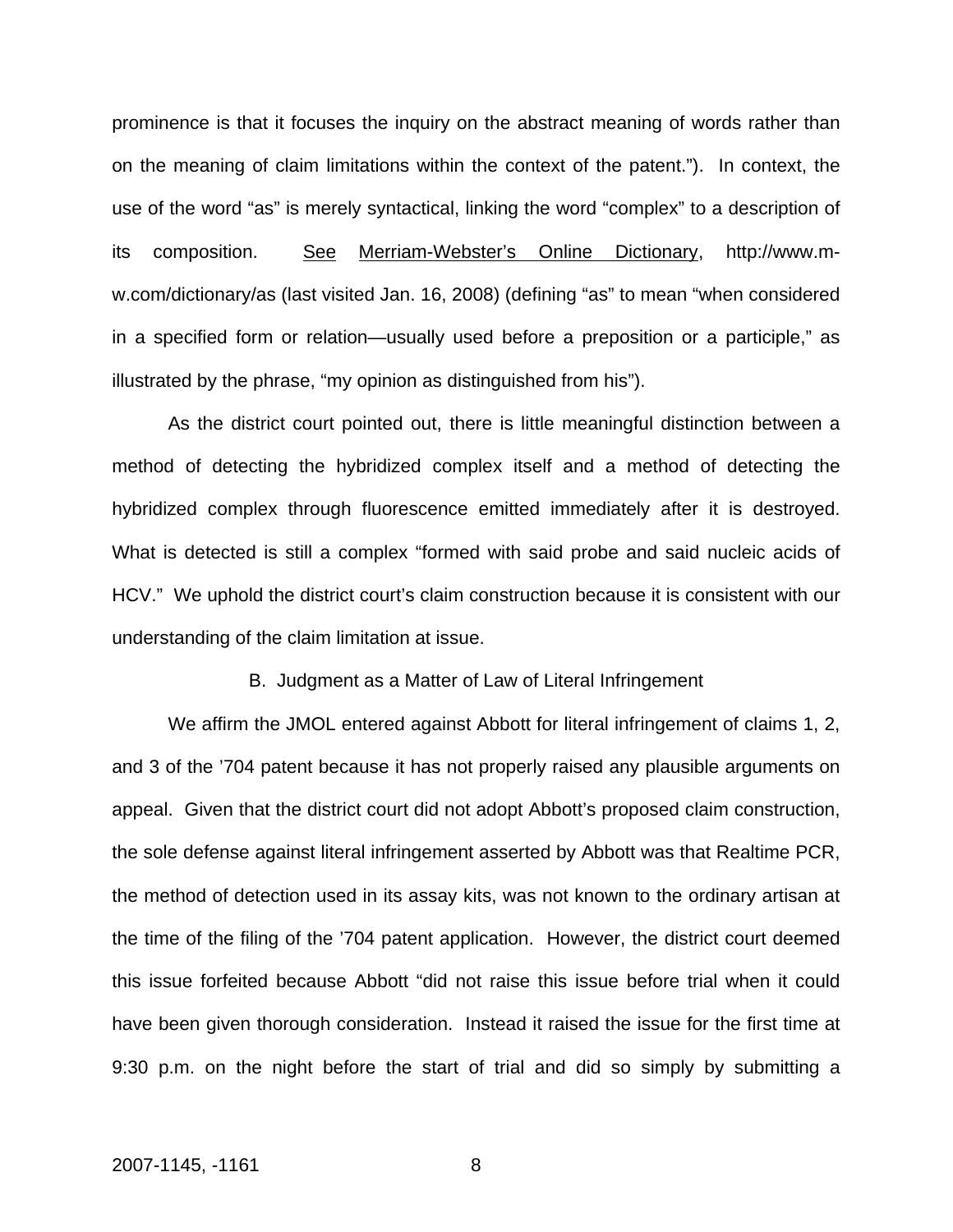prominence is that it focuses the inquiry on the abstract meaning of words rather than on the meaning of claim limitations within the context of the patent."). In context, the use of the word "as" is merely syntactical, linking the word "complex" to a description of its composition. See Merriam-Webster's Online Dictionary, http://www.m-w.com/dictionary/as (last visited Jan. 16, 2008) (defining "as" to mean "when considered in a specified form or relation—usually used before a preposition or a participle," as illustrated by the phrase, "my opinion as distinguished from his").

As the district court pointed out, there is little meaningful distinction between a method of detecting the hybridized complex itself and a method of detecting the hybridized complex through fluorescence emitted immediately after it is destroyed. What is detected is still a complex "formed with said probe and said nucleic acids of HCV." We uphold the district court's claim construction because it is consistent with our understanding of the claim limitation at issue.

### B. Judgment as a Matter of Law of Literal Infringement

We affirm the JMOL entered against Abbott for literal infringement of claims 1, 2, and 3 of the '704 patent because it has not properly raised any plausible arguments on appeal. Given that the district court did not adopt Abbott's proposed claim construction, the sole defense against literal infringement asserted by Abbott was that Realtime PCR, the method of detection used in its assay kits, was not known to the ordinary artisan at the time of the filing of the '704 patent application. However, the district court deemed this issue forfeited because Abbott "did not raise this issue before trial when it could have been given thorough consideration. Instead it raised the issue for the first time at 9:30 p.m. on the night before the start of trial and did so simply by submitting a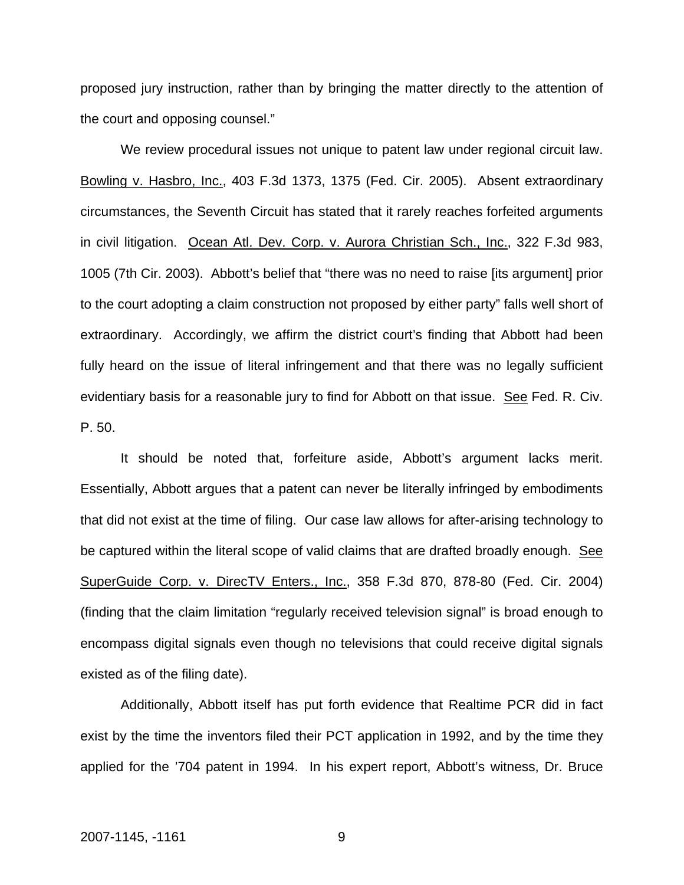proposed jury instruction, rather than by bringing the matter directly to the attention of the court and opposing counsel."

We review procedural issues not unique to patent law under regional circuit law. Bowling v. Hasbro, Inc., 403 F.3d 1373, 1375 (Fed. Cir. 2005). Absent extraordinary circumstances, the Seventh Circuit has stated that it rarely reaches forfeited arguments in civil litigation. Ocean Atl. Dev. Corp. v. Aurora Christian Sch., Inc., 322 F.3d 983, 1005 (7th Cir. 2003). Abbott's belief that "there was no need to raise [its argument] prior to the court adopting a claim construction not proposed by either party" falls well short of extraordinary. Accordingly, we affirm the district court's finding that Abbott had been fully heard on the issue of literal infringement and that there was no legally sufficient evidentiary basis for a reasonable jury to find for Abbott on that issue. See Fed. R. Civ. P. 50.

It should be noted that, forfeiture aside, Abbott's argument lacks merit. Essentially, Abbott argues that a patent can never be literally infringed by embodiments that did not exist at the time of filing. Our case law allows for after-arising technology to be captured within the literal scope of valid claims that are drafted broadly enough. See SuperGuide Corp. v. DirecTV Enters., Inc., 358 F.3d 870, 878-80 (Fed. Cir. 2004) (finding that the claim limitation "regularly received television signal" is broad enough to encompass digital signals even though no televisions that could receive digital signals existed as of the filing date).

Additionally, Abbott itself has put forth evidence that Realtime PCR did in fact exist by the time the inventors filed their PCT application in 1992, and by the time they applied for the '704 patent in 1994. In his expert report, Abbott's witness, Dr. Bruce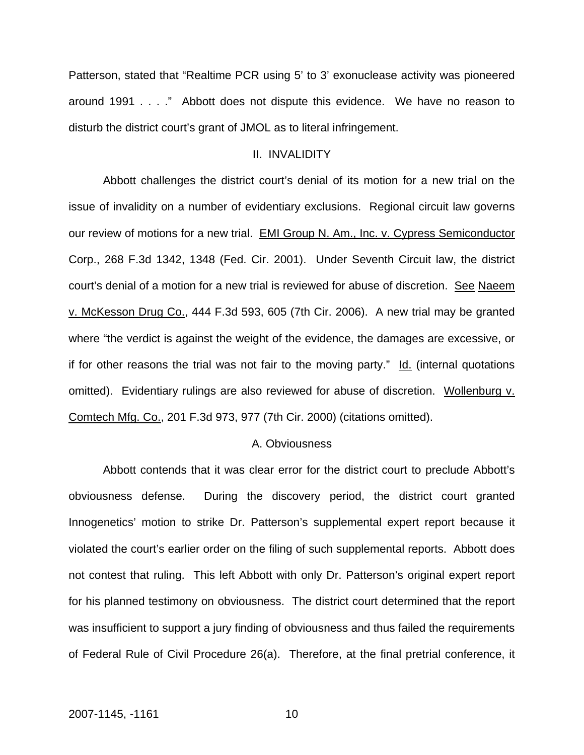Patterson, stated that "Realtime PCR using 5' to 3' exonuclease activity was pioneered around 1991 . . . ." Abbott does not dispute this evidence. We have no reason to disturb the district court's grant of JMOL as to literal infringement.

## II. INVALIDITY

Abbott challenges the district court's denial of its motion for a new trial on the issue of invalidity on a number of evidentiary exclusions. Regional circuit law governs our review of motions for a new trial. EMI Group N. Am., Inc. v. Cypress Semiconductor Corp., 268 F.3d 1342, 1348 (Fed. Cir. 2001). Under Seventh Circuit law, the district court's denial of a motion for a new trial is reviewed for abuse of discretion. See Naeem v. McKesson Drug Co., 444 F.3d 593, 605 (7th Cir. 2006). A new trial may be granted where "the verdict is against the weight of the evidence, the damages are excessive, or if for other reasons the trial was not fair to the moving party." Id. (internal quotations omitted). Evidentiary rulings are also reviewed for abuse of discretion. Wollenburg v. Comtech Mfg. Co., 201 F.3d 973, 977 (7th Cir. 2000) (citations omitted).

### A. Obviousness

Abbott contends that it was clear error for the district court to preclude Abbott's obviousness defense. During the discovery period, the district court granted Innogenetics' motion to strike Dr. Patterson's supplemental expert report because it violated the court's earlier order on the filing of such supplemental reports. Abbott does not contest that ruling. This left Abbott with only Dr. Patterson's original expert report for his planned testimony on obviousness. The district court determined that the report was insufficient to support a jury finding of obviousness and thus failed the requirements of Federal Rule of Civil Procedure 26(a). Therefore, at the final pretrial conference, it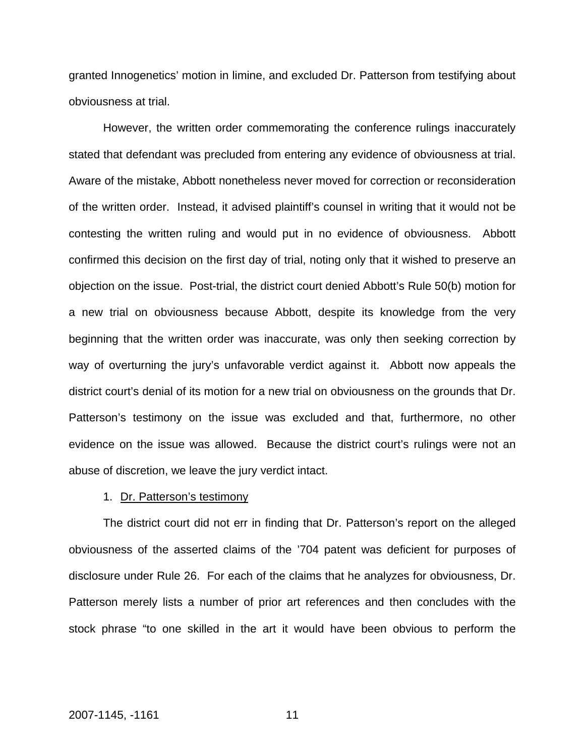granted Innogenetics' motion in limine, and excluded Dr. Patterson from testifying about obviousness at trial.

However, the written order commemorating the conference rulings inaccurately stated that defendant was precluded from entering any evidence of obviousness at trial. Aware of the mistake, Abbott nonetheless never moved for correction or reconsideration of the written order. Instead, it advised plaintiff's counsel in writing that it would not be contesting the written ruling and would put in no evidence of obviousness. Abbott confirmed this decision on the first day of trial, noting only that it wished to preserve an objection on the issue. Post-trial, the district court denied Abbott's Rule 50(b) motion for a new trial on obviousness because Abbott, despite its knowledge from the very beginning that the written order was inaccurate, was only then seeking correction by way of overturning the jury's unfavorable verdict against it. Abbott now appeals the district court's denial of its motion for a new trial on obviousness on the grounds that Dr. Patterson's testimony on the issue was excluded and that, furthermore, no other evidence on the issue was allowed. Because the district court's rulings were not an abuse of discretion, we leave the jury verdict intact.

1. Dr. Patterson's testimony

The district court did not err in finding that Dr. Patterson's report on the alleged obviousness of the asserted claims of the '704 patent was deficient for purposes of disclosure under Rule 26. For each of the claims that he analyzes for obviousness, Dr. Patterson merely lists a number of prior art references and then concludes with the stock phrase "to one skilled in the art it would have been obvious to perform the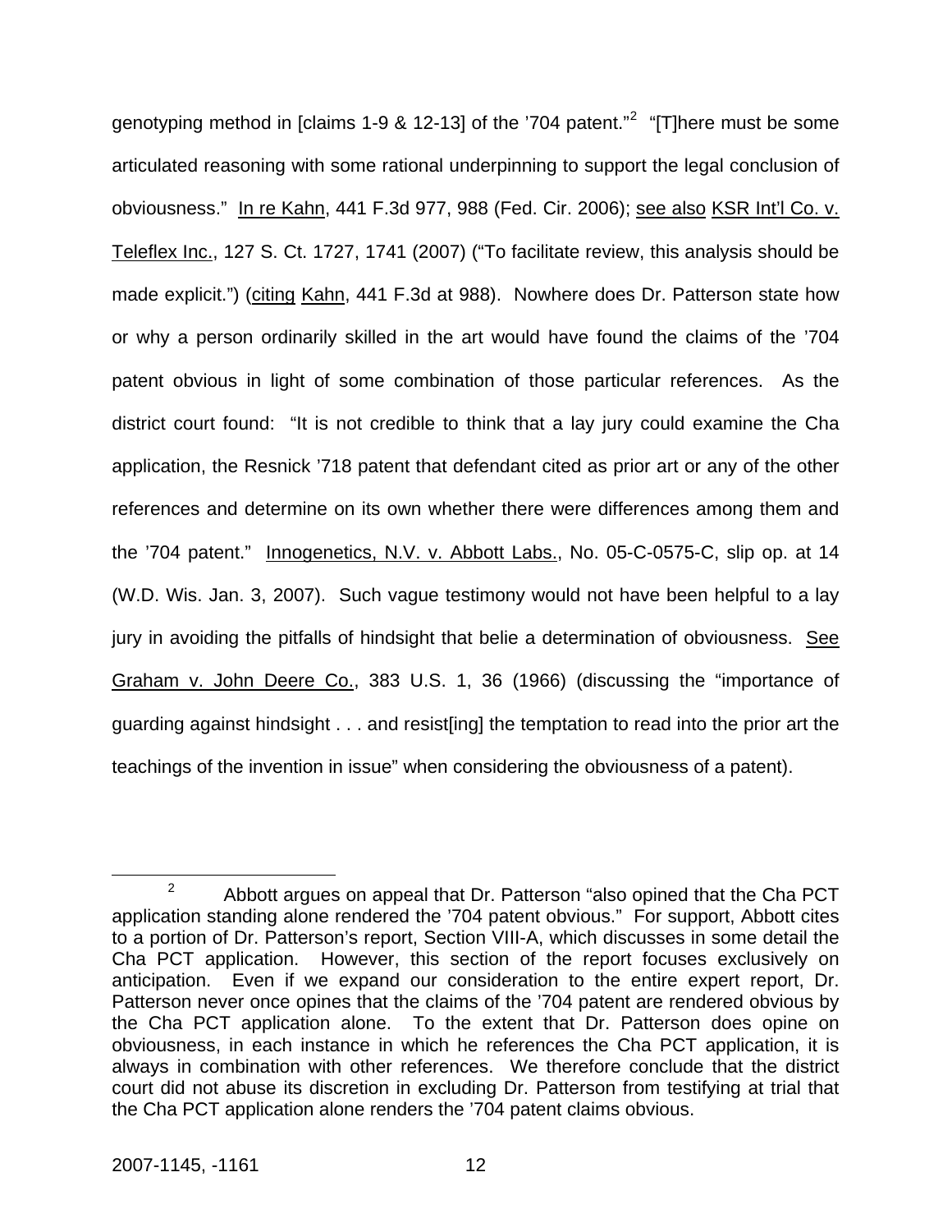genotyping method in [claims 1-9 & 12-13] of the '704 patent."[2] "[T]here must be some articulated reasoning with some rational underpinning to support the legal conclusion of obviousness." In re Kahn, 441 F.3d 977, 988 (Fed. Cir. 2006); see also KSR Int'l Co. v. Teleflex Inc., 127 S. Ct. 1727, 1741 (2007) ("To facilitate review, this analysis should be made explicit.") (citing Kahn, 441 F.3d at 988). Nowhere does Dr. Patterson state how or why a person ordinarily skilled in the art would have found the claims of the '704 patent obvious in light of some combination of those particular references. As the district court found: "It is not credible to think that a lay jury could examine the Cha application, the Resnick '718 patent that defendant cited as prior art or any of the other references and determine on its own whether there were differences among them and the '704 patent." Innogenetics, N.V. v. Abbott Labs., No. 05-C-0575-C, slip op. at 14 (W.D. Wis. Jan. 3, 2007). Such vague testimony would not have been helpful to a lay jury in avoiding the pitfalls of hindsight that belie a determination of obviousness. See Graham v. John Deere Co., 383 U.S. 1, 36 (1966) (discussing the "importance of guarding against hindsight . . . and resist[ing] the temptation to read into the prior art the teachings of the invention in issue" when considering the obviousness of a patent).

---

[2] Abbott argues on appeal that Dr. Patterson "also opined that the Cha PCT application standing alone rendered the '704 patent obvious." For support, Abbott cites to a portion of Dr. Patterson's report, Section VIII-A, which discusses in some detail the Cha PCT application. However, this section of the report focuses exclusively on anticipation. Even if we expand our consideration to the entire expert report, Dr. Patterson never once opines that the claims of the '704 patent are rendered obvious by the Cha PCT application alone. To the extent that Dr. Patterson does opine on obviousness, in each instance in which he references the Cha PCT application, it is always in combination with other references. We therefore conclude that the district court did not abuse its discretion in excluding Dr. Patterson from testifying at trial that the Cha PCT application alone renders the '704 patent claims obvious.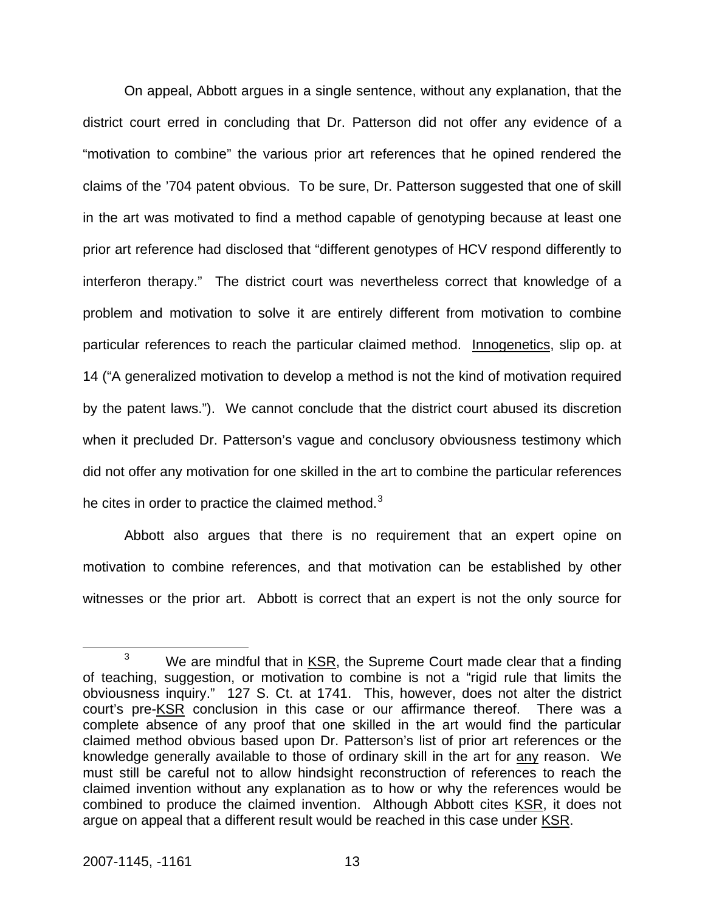On appeal, Abbott argues in a single sentence, without any explanation, that the district court erred in concluding that Dr. Patterson did not offer any evidence of a "motivation to combine" the various prior art references that he opined rendered the claims of the '704 patent obvious. To be sure, Dr. Patterson suggested that one of skill in the art was motivated to find a method capable of genotyping because at least one prior art reference had disclosed that "different genotypes of HCV respond differently to interferon therapy." The district court was nevertheless correct that knowledge of a problem and motivation to solve it are entirely different from motivation to combine particular references to reach the particular claimed method. Innogenetics, slip op. at 14 ("A generalized motivation to develop a method is not the kind of motivation required by the patent laws."). We cannot conclude that the district court abused its discretion when it precluded Dr. Patterson's vague and conclusory obviousness testimony which did not offer any motivation for one skilled in the art to combine the particular references he cites in order to practice the claimed method.[3]

Abbott also argues that there is no requirement that an expert opine on motivation to combine references, and that motivation can be established by other witnesses or the prior art. Abbott is correct that an expert is not the only source for

---

[3] We are mindful that in KSR, the Supreme Court made clear that a finding of teaching, suggestion, or motivation to combine is not a "rigid rule that limits the obviousness inquiry." 127 S. Ct. at 1741. This, however, does not alter the district court's pre-KSR conclusion in this case or our affirmance thereof. There was a complete absence of any proof that one skilled in the art would find the particular claimed method obvious based upon Dr. Patterson's list of prior art references or the knowledge generally available to those of ordinary skill in the art for any reason. We must still be careful not to allow hindsight reconstruction of references to reach the claimed invention without any explanation as to how or why the references would be combined to produce the claimed invention. Although Abbott cites KSR, it does not argue on appeal that a different result would be reached in this case under KSR.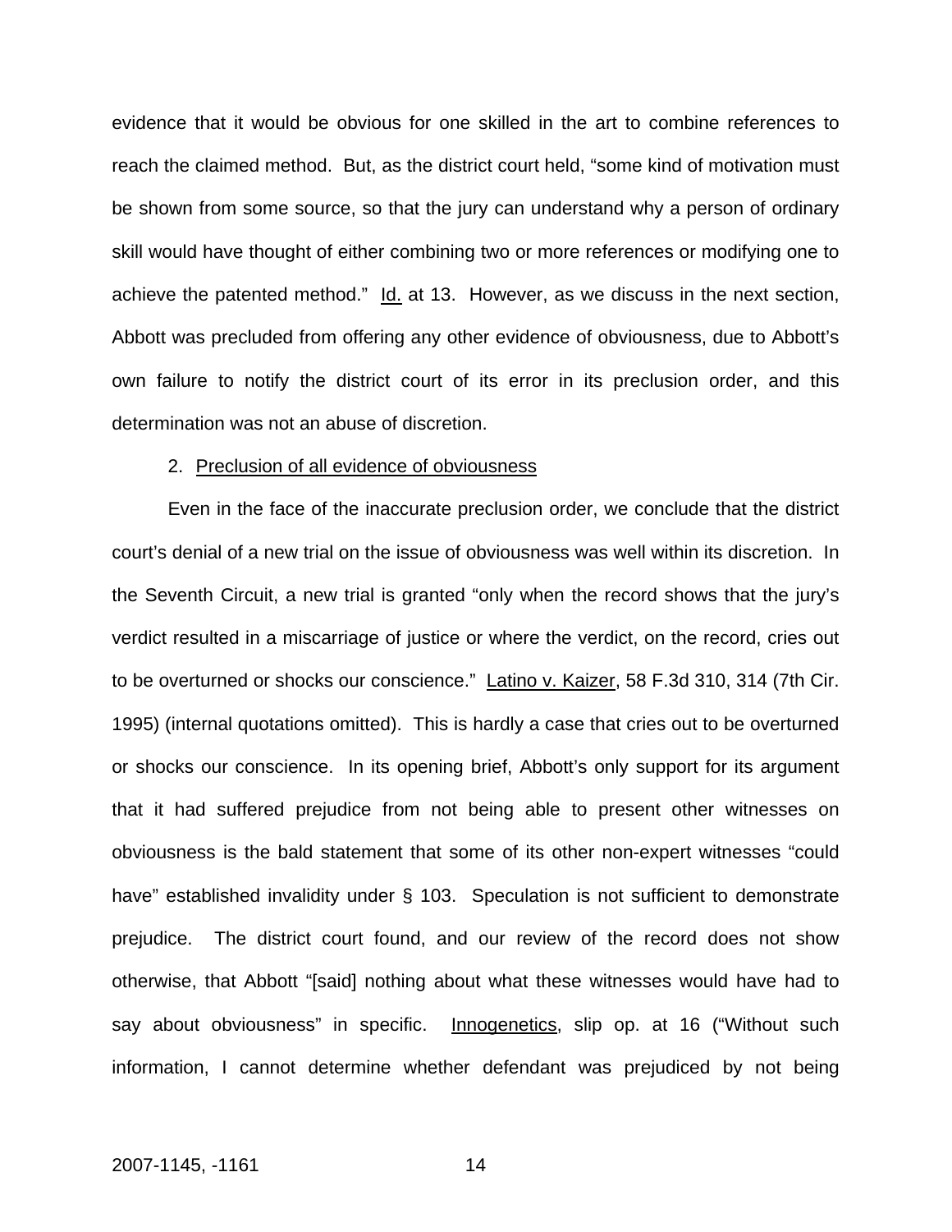evidence that it would be obvious for one skilled in the art to combine references to reach the claimed method. But, as the district court held, "some kind of motivation must be shown from some source, so that the jury can understand why a person of ordinary skill would have thought of either combining two or more references or modifying one to achieve the patented method." Id. at 13. However, as we discuss in the next section, Abbott was precluded from offering any other evidence of obviousness, due to Abbott's own failure to notify the district court of its error in its preclusion order, and this determination was not an abuse of discretion.

2. Preclusion of all evidence of obviousness

Even in the face of the inaccurate preclusion order, we conclude that the district court's denial of a new trial on the issue of obviousness was well within its discretion. In the Seventh Circuit, a new trial is granted "only when the record shows that the jury's verdict resulted in a miscarriage of justice or where the verdict, on the record, cries out to be overturned or shocks our conscience." Latino v. Kaizer, 58 F.3d 310, 314 (7th Cir. 1995) (internal quotations omitted). This is hardly a case that cries out to be overturned or shocks our conscience. In its opening brief, Abbott's only support for its argument that it had suffered prejudice from not being able to present other witnesses on obviousness is the bald statement that some of its other non-expert witnesses "could have" established invalidity under § 103. Speculation is not sufficient to demonstrate prejudice. The district court found, and our review of the record does not show otherwise, that Abbott "[said] nothing about what these witnesses would have had to say about obviousness" in specific. Innogenetics, slip op. at 16 ("Without such information, I cannot determine whether defendant was prejudiced by not being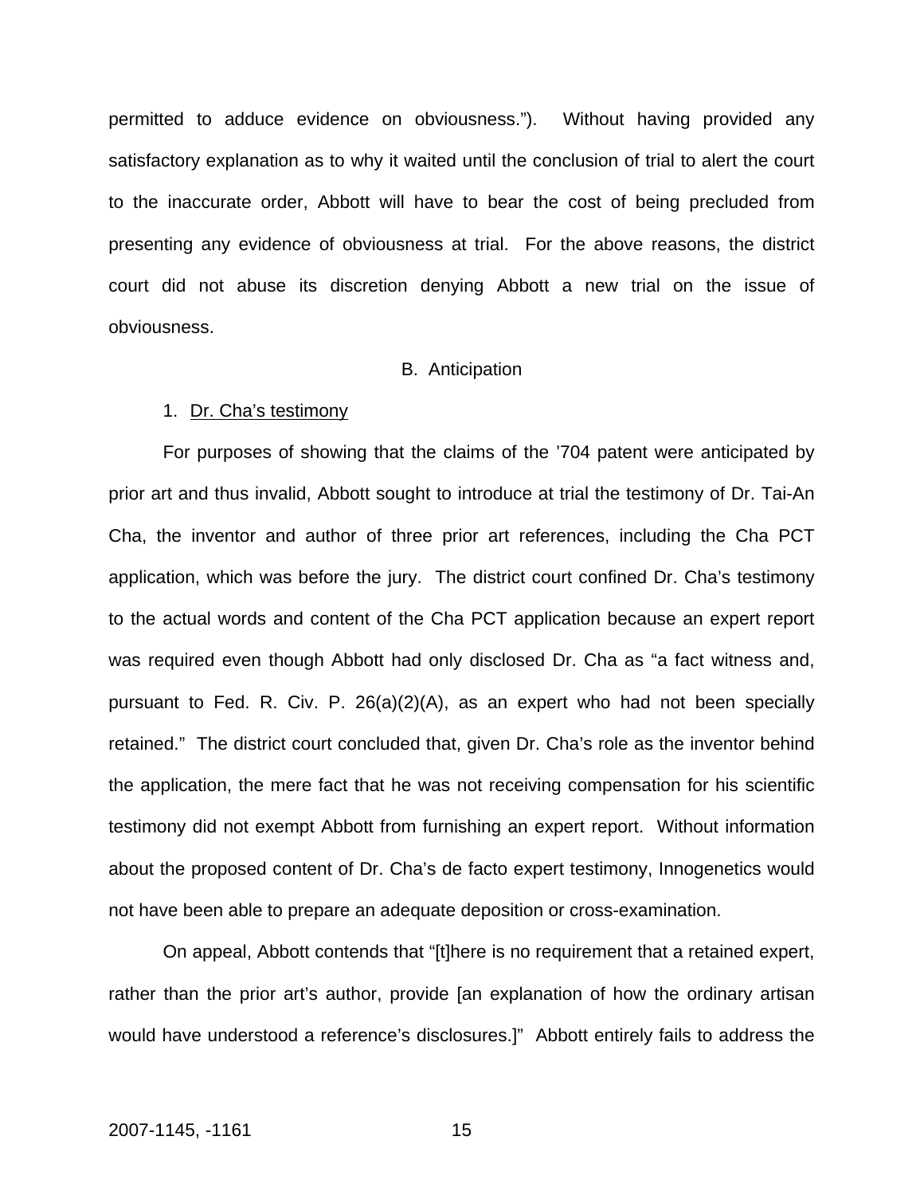permitted to adduce evidence on obviousness."). Without having provided any satisfactory explanation as to why it waited until the conclusion of trial to alert the court to the inaccurate order, Abbott will have to bear the cost of being precluded from presenting any evidence of obviousness at trial. For the above reasons, the district court did not abuse its discretion denying Abbott a new trial on the issue of obviousness.

### B. Anticipation

#### 1. Dr. Cha's testimony

For purposes of showing that the claims of the '704 patent were anticipated by prior art and thus invalid, Abbott sought to introduce at trial the testimony of Dr. Tai-An Cha, the inventor and author of three prior art references, including the Cha PCT application, which was before the jury. The district court confined Dr. Cha's testimony to the actual words and content of the Cha PCT application because an expert report was required even though Abbott had only disclosed Dr. Cha as "a fact witness and, pursuant to Fed. R. Civ. P. 26(a)(2)(A), as an expert who had not been specially retained." The district court concluded that, given Dr. Cha's role as the inventor behind the application, the mere fact that he was not receiving compensation for his scientific testimony did not exempt Abbott from furnishing an expert report. Without information about the proposed content of Dr. Cha's de facto expert testimony, Innogenetics would not have been able to prepare an adequate deposition or cross-examination.

On appeal, Abbott contends that "[t]here is no requirement that a retained expert, rather than the prior art's author, provide [an explanation of how the ordinary artisan would have understood a reference's disclosures.]" Abbott entirely fails to address the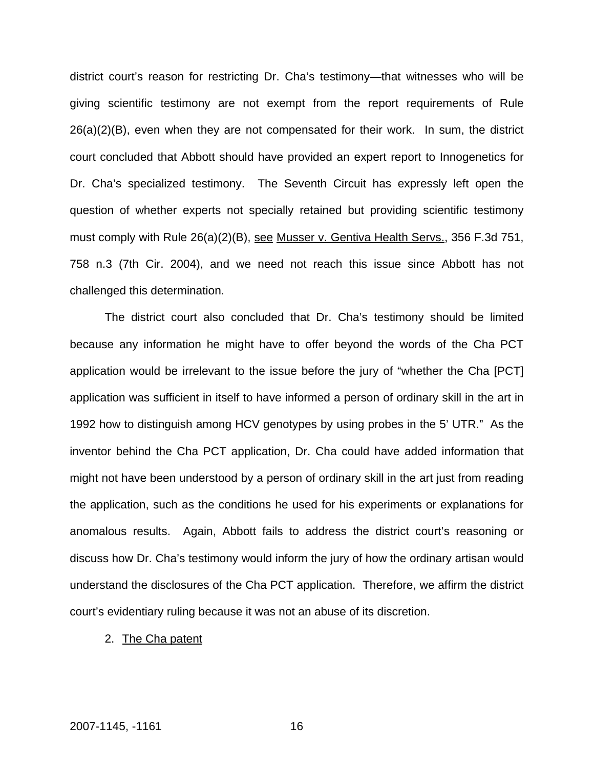district court's reason for restricting Dr. Cha's testimony—that witnesses who will be giving scientific testimony are not exempt from the report requirements of Rule 26(a)(2)(B), even when they are not compensated for their work. In sum, the district court concluded that Abbott should have provided an expert report to Innogenetics for Dr. Cha's specialized testimony. The Seventh Circuit has expressly left open the question of whether experts not specially retained but providing scientific testimony must comply with Rule 26(a)(2)(B), see Musser v. Gentiva Health Servs., 356 F.3d 751, 758 n.3 (7th Cir. 2004), and we need not reach this issue since Abbott has not challenged this determination.

The district court also concluded that Dr. Cha's testimony should be limited because any information he might have to offer beyond the words of the Cha PCT application would be irrelevant to the issue before the jury of "whether the Cha [PCT] application was sufficient in itself to have informed a person of ordinary skill in the art in 1992 how to distinguish among HCV genotypes by using probes in the 5' UTR." As the inventor behind the Cha PCT application, Dr. Cha could have added information that might not have been understood by a person of ordinary skill in the art just from reading the application, such as the conditions he used for his experiments or explanations for anomalous results. Again, Abbott fails to address the district court's reasoning or discuss how Dr. Cha's testimony would inform the jury of how the ordinary artisan would understand the disclosures of the Cha PCT application. Therefore, we affirm the district court's evidentiary ruling because it was not an abuse of its discretion.

2. The Cha patent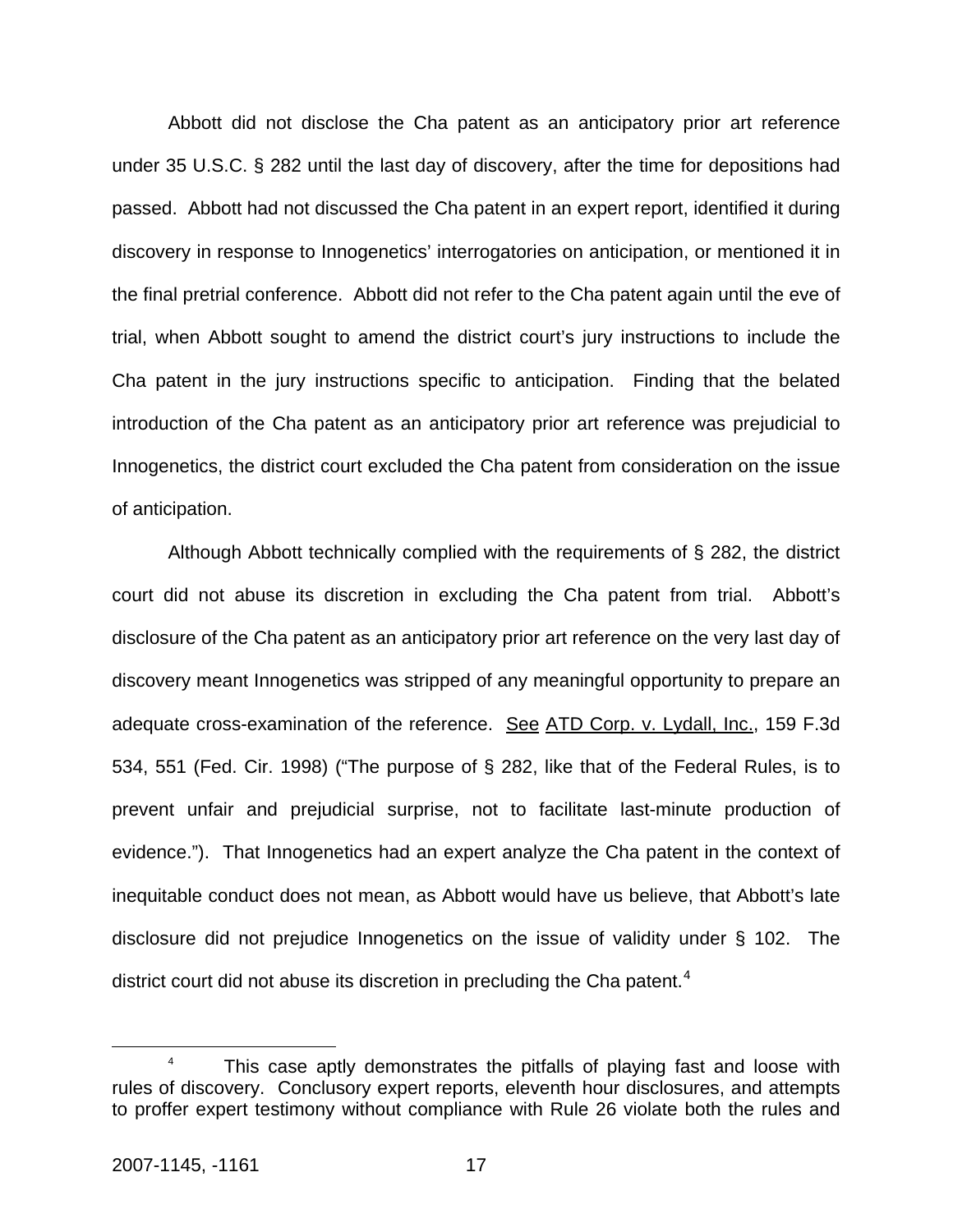Abbott did not disclose the Cha patent as an anticipatory prior art reference under 35 U.S.C. § 282 until the last day of discovery, after the time for depositions had passed. Abbott had not discussed the Cha patent in an expert report, identified it during discovery in response to Innogenetics' interrogatories on anticipation, or mentioned it in the final pretrial conference. Abbott did not refer to the Cha patent again until the eve of trial, when Abbott sought to amend the district court's jury instructions to include the Cha patent in the jury instructions specific to anticipation. Finding that the belated introduction of the Cha patent as an anticipatory prior art reference was prejudicial to Innogenetics, the district court excluded the Cha patent from consideration on the issue of anticipation.

Although Abbott technically complied with the requirements of § 282, the district court did not abuse its discretion in excluding the Cha patent from trial. Abbott's disclosure of the Cha patent as an anticipatory prior art reference on the very last day of discovery meant Innogenetics was stripped of any meaningful opportunity to prepare an adequate cross-examination of the reference. See ATD Corp. v. Lydall, Inc., 159 F.3d 534, 551 (Fed. Cir. 1998) ("The purpose of § 282, like that of the Federal Rules, is to prevent unfair and prejudicial surprise, not to facilitate last-minute production of evidence."). That Innogenetics had an expert analyze the Cha patent in the context of inequitable conduct does not mean, as Abbott would have us believe, that Abbott's late disclosure did not prejudice Innogenetics on the issue of validity under § 102. The district court did not abuse its discretion in precluding the Cha patent.[4]

[4] This case aptly demonstrates the pitfalls of playing fast and loose with rules of discovery. Conclusory expert reports, eleventh hour disclosures, and attempts to proffer expert testimony without compliance with Rule 26 violate both the rules and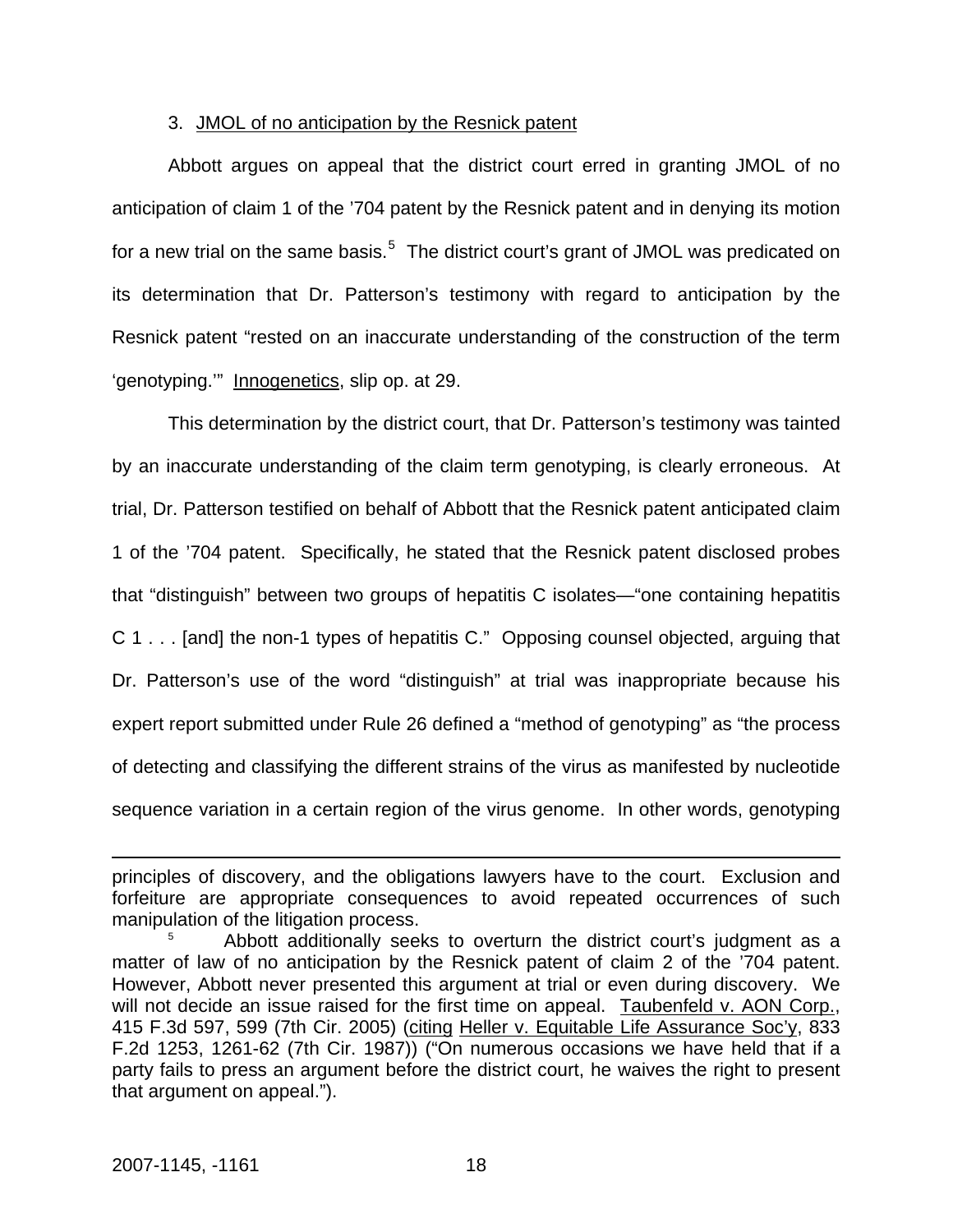3. JMOL of no anticipation by the Resnick patent

Abbott argues on appeal that the district court erred in granting JMOL of no anticipation of claim 1 of the '704 patent by the Resnick patent and in denying its motion for a new trial on the same basis.[5] The district court's grant of JMOL was predicated on its determination that Dr. Patterson's testimony with regard to anticipation by the Resnick patent "rested on an inaccurate understanding of the construction of the term 'genotyping.'" Innogenetics, slip op. at 29.

This determination by the district court, that Dr. Patterson's testimony was tainted by an inaccurate understanding of the claim term genotyping, is clearly erroneous. At trial, Dr. Patterson testified on behalf of Abbott that the Resnick patent anticipated claim 1 of the '704 patent. Specifically, he stated that the Resnick patent disclosed probes that "distinguish" between two groups of hepatitis C isolates—"one containing hepatitis C 1 . . . [and] the non-1 types of hepatitis C." Opposing counsel objected, arguing that Dr. Patterson's use of the word "distinguish" at trial was inappropriate because his expert report submitted under Rule 26 defined a "method of genotyping" as "the process of detecting and classifying the different strains of the virus as manifested by nucleotide sequence variation in a certain region of the virus genome. In other words, genotyping

---

principles of discovery, and the obligations lawyers have to the court. Exclusion and forfeiture are appropriate consequences to avoid repeated occurrences of such manipulation of the litigation process.

[5] Abbott additionally seeks to overturn the district court's judgment as a matter of law of no anticipation by the Resnick patent of claim 2 of the '704 patent. However, Abbott never presented this argument at trial or even during discovery. We will not decide an issue raised for the first time on appeal. Taubenfeld v. AON Corp., 415 F.3d 597, 599 (7th Cir. 2005) (citing Heller v. Equitable Life Assurance Soc'y, 833 F.2d 1253, 1261-62 (7th Cir. 1987)) ("On numerous occasions we have held that if a party fails to press an argument before the district court, he waives the right to present that argument on appeal.").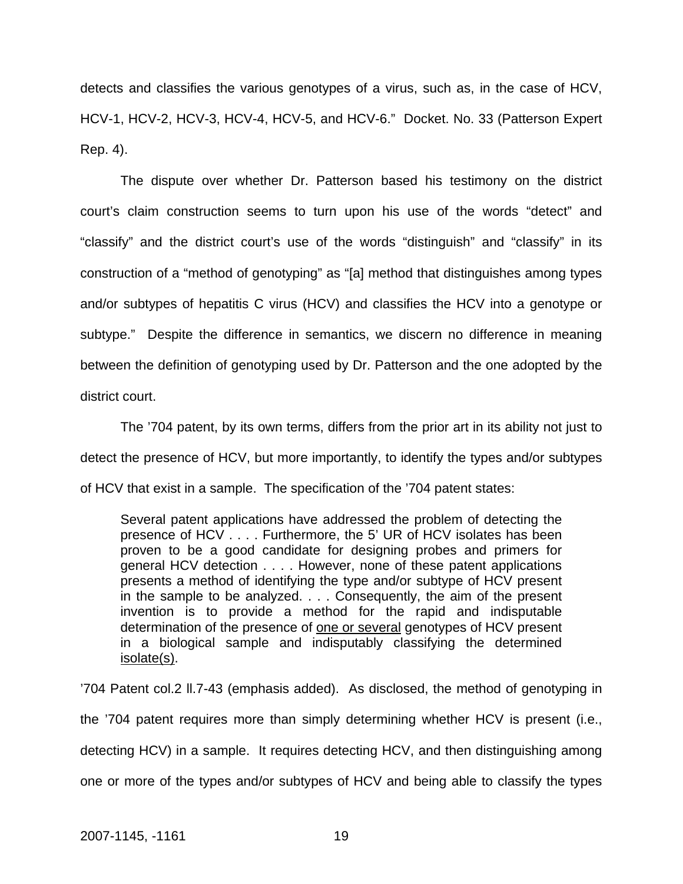detects and classifies the various genotypes of a virus, such as, in the case of HCV, HCV-1, HCV-2, HCV-3, HCV-4, HCV-5, and HCV-6." Docket. No. 33 (Patterson Expert Rep. 4).

The dispute over whether Dr. Patterson based his testimony on the district court's claim construction seems to turn upon his use of the words "detect" and "classify" and the district court's use of the words "distinguish" and "classify" in its construction of a "method of genotyping" as "[a] method that distinguishes among types and/or subtypes of hepatitis C virus (HCV) and classifies the HCV into a genotype or subtype." Despite the difference in semantics, we discern no difference in meaning between the definition of genotyping used by Dr. Patterson and the one adopted by the district court.

The '704 patent, by its own terms, differs from the prior art in its ability not just to detect the presence of HCV, but more importantly, to identify the types and/or subtypes of HCV that exist in a sample. The specification of the '704 patent states:

> Several patent applications have addressed the problem of detecting the presence of HCV . . . . Furthermore, the 5' UR of HCV isolates has been proven to be a good candidate for designing probes and primers for general HCV detection . . . . However, none of these patent applications presents a method of identifying the type and/or subtype of HCV present in the sample to be analyzed. . . . Consequently, the aim of the present invention is to provide a method for the rapid and indisputable determination of the presence of <u>one or several</u> genotypes of HCV present in a biological sample and indisputably classifying the determined <u>isolate(s)</u>.

'704 Patent col.2 ll.7-43 (emphasis added). As disclosed, the method of genotyping in the '704 patent requires more than simply determining whether HCV is present (i.e., detecting HCV) in a sample. It requires detecting HCV, and then distinguishing among one or more of the types and/or subtypes of HCV and being able to classify the types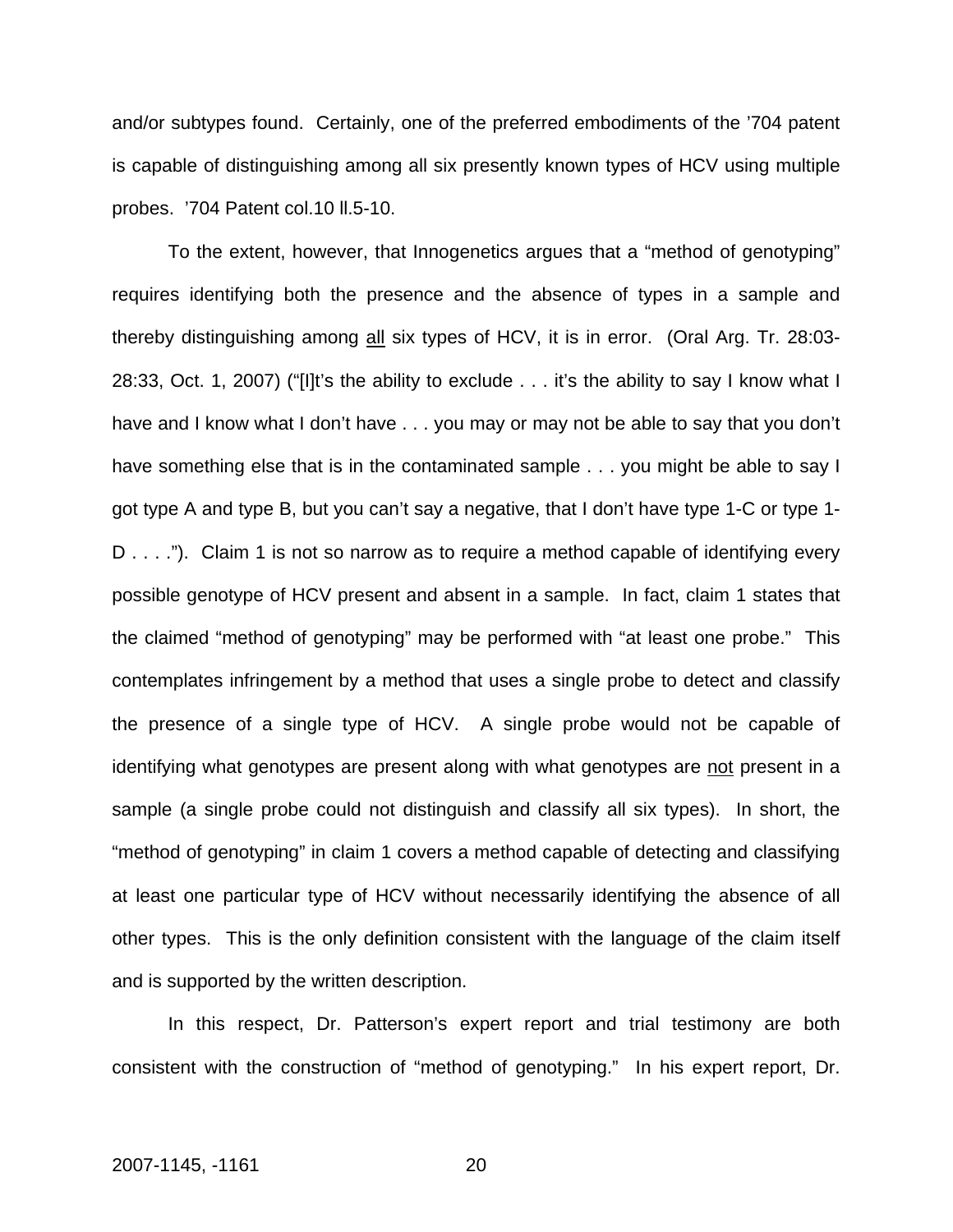and/or subtypes found. Certainly, one of the preferred embodiments of the '704 patent is capable of distinguishing among all six presently known types of HCV using multiple probes. '704 Patent col.10 ll.5-10.

To the extent, however, that Innogenetics argues that a "method of genotyping" requires identifying both the presence and the absence of types in a sample and thereby distinguishing among <u>all</u> six types of HCV, it is in error. (Oral Arg. Tr. 28:03-28:33, Oct. 1, 2007) ("[I]t's the ability to exclude . . . it's the ability to say I know what I have and I know what I don't have . . . you may or may not be able to say that you don't have something else that is in the contaminated sample . . . you might be able to say I got type A and type B, but you can't say a negative, that I don't have type 1-C or type 1-D . . . ."). Claim 1 is not so narrow as to require a method capable of identifying every possible genotype of HCV present and absent in a sample. In fact, claim 1 states that the claimed "method of genotyping" may be performed with "at least one probe." This contemplates infringement by a method that uses a single probe to detect and classify the presence of a single type of HCV. A single probe would not be capable of identifying what genotypes are present along with what genotypes are <u>not</u> present in a sample (a single probe could not distinguish and classify all six types). In short, the "method of genotyping" in claim 1 covers a method capable of detecting and classifying at least one particular type of HCV without necessarily identifying the absence of all other types. This is the only definition consistent with the language of the claim itself and is supported by the written description.

In this respect, Dr. Patterson's expert report and trial testimony are both consistent with the construction of "method of genotyping." In his expert report, Dr.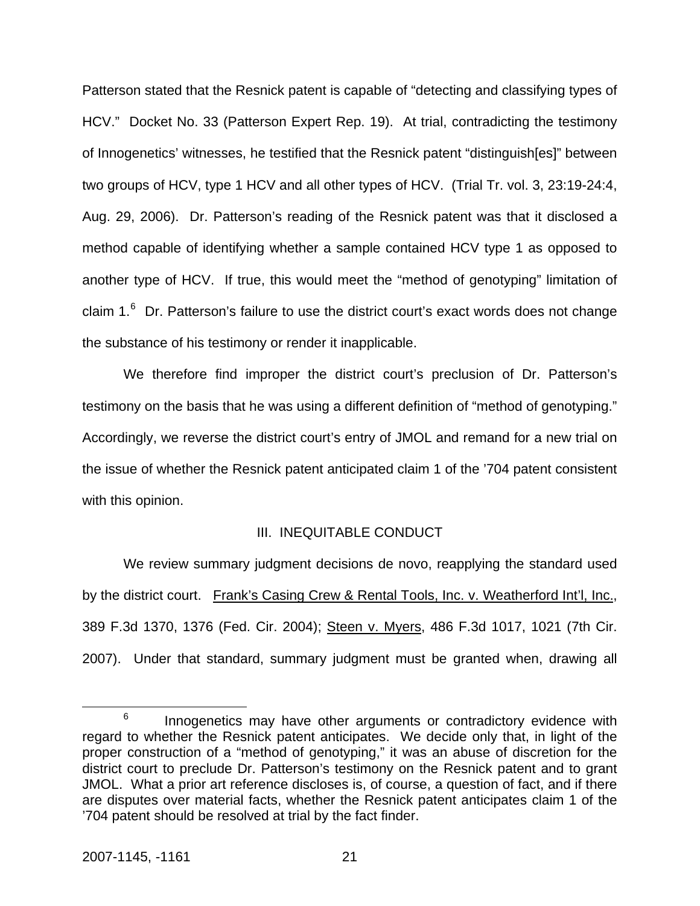Patterson stated that the Resnick patent is capable of "detecting and classifying types of HCV." Docket No. 33 (Patterson Expert Rep. 19). At trial, contradicting the testimony of Innogenetics' witnesses, he testified that the Resnick patent "distinguish[es]" between two groups of HCV, type 1 HCV and all other types of HCV. (Trial Tr. vol. 3, 23:19-24:4, Aug. 29, 2006). Dr. Patterson's reading of the Resnick patent was that it disclosed a method capable of identifying whether a sample contained HCV type 1 as opposed to another type of HCV. If true, this would meet the "method of genotyping" limitation of claim 1.[6] Dr. Patterson's failure to use the district court's exact words does not change the substance of his testimony or render it inapplicable.

We therefore find improper the district court's preclusion of Dr. Patterson's testimony on the basis that he was using a different definition of "method of genotyping." Accordingly, we reverse the district court's entry of JMOL and remand for a new trial on the issue of whether the Resnick patent anticipated claim 1 of the '704 patent consistent with this opinion.

## III. INEQUITABLE CONDUCT

We review summary judgment decisions de novo, reapplying the standard used by the district court. Frank's Casing Crew & Rental Tools, Inc. v. Weatherford Int'l, Inc., 389 F.3d 1370, 1376 (Fed. Cir. 2004); Steen v. Myers, 486 F.3d 1017, 1021 (7th Cir. 2007). Under that standard, summary judgment must be granted when, drawing all

---

[6] Innogenetics may have other arguments or contradictory evidence with regard to whether the Resnick patent anticipates. We decide only that, in light of the proper construction of a "method of genotyping," it was an abuse of discretion for the district court to preclude Dr. Patterson's testimony on the Resnick patent and to grant JMOL. What a prior art reference discloses is, of course, a question of fact, and if there are disputes over material facts, whether the Resnick patent anticipates claim 1 of the '704 patent should be resolved at trial by the fact finder.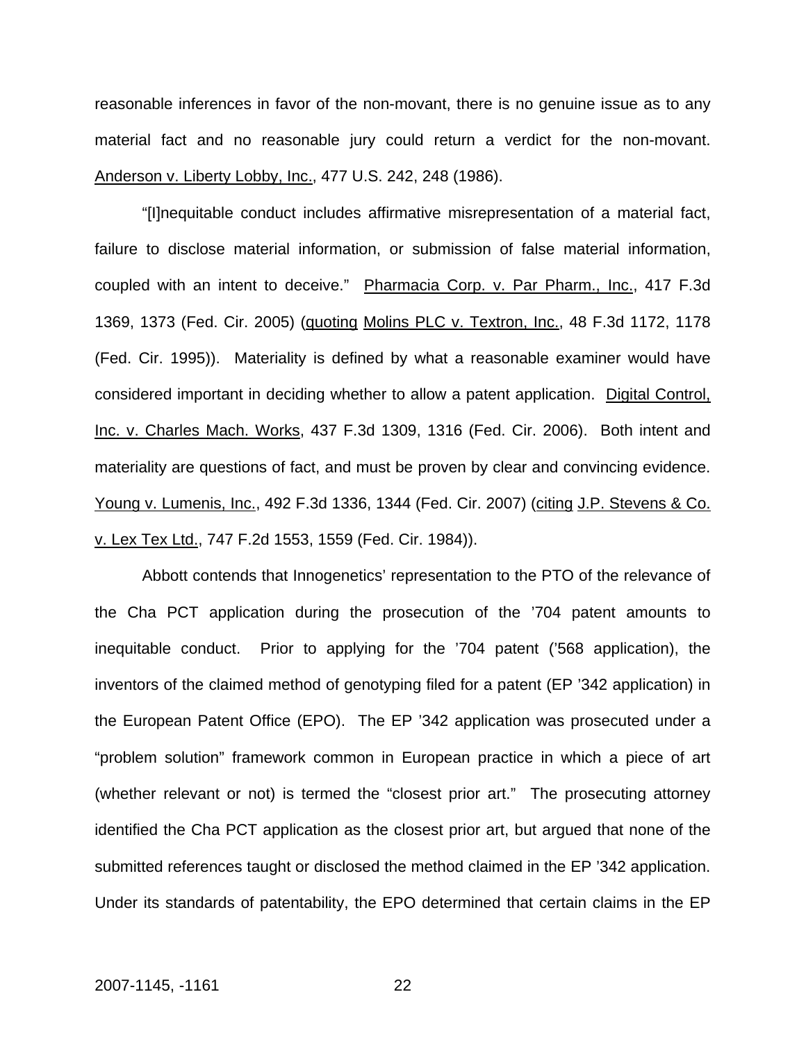reasonable inferences in favor of the non-movant, there is no genuine issue as to any material fact and no reasonable jury could return a verdict for the non-movant. Anderson v. Liberty Lobby, Inc., 477 U.S. 242, 248 (1986).

"[I]nequitable conduct includes affirmative misrepresentation of a material fact, failure to disclose material information, or submission of false material information, coupled with an intent to deceive." Pharmacia Corp. v. Par Pharm., Inc., 417 F.3d 1369, 1373 (Fed. Cir. 2005) (quoting Molins PLC v. Textron, Inc., 48 F.3d 1172, 1178 (Fed. Cir. 1995)). Materiality is defined by what a reasonable examiner would have considered important in deciding whether to allow a patent application. Digital Control, Inc. v. Charles Mach. Works, 437 F.3d 1309, 1316 (Fed. Cir. 2006). Both intent and materiality are questions of fact, and must be proven by clear and convincing evidence. Young v. Lumenis, Inc., 492 F.3d 1336, 1344 (Fed. Cir. 2007) (citing J.P. Stevens & Co. v. Lex Tex Ltd., 747 F.2d 1553, 1559 (Fed. Cir. 1984)).

Abbott contends that Innogenetics' representation to the PTO of the relevance of the Cha PCT application during the prosecution of the '704 patent amounts to inequitable conduct. Prior to applying for the '704 patent ('568 application), the inventors of the claimed method of genotyping filed for a patent (EP '342 application) in the European Patent Office (EPO). The EP '342 application was prosecuted under a "problem solution" framework common in European practice in which a piece of art (whether relevant or not) is termed the "closest prior art." The prosecuting attorney identified the Cha PCT application as the closest prior art, but argued that none of the submitted references taught or disclosed the method claimed in the EP '342 application. Under its standards of patentability, the EPO determined that certain claims in the EP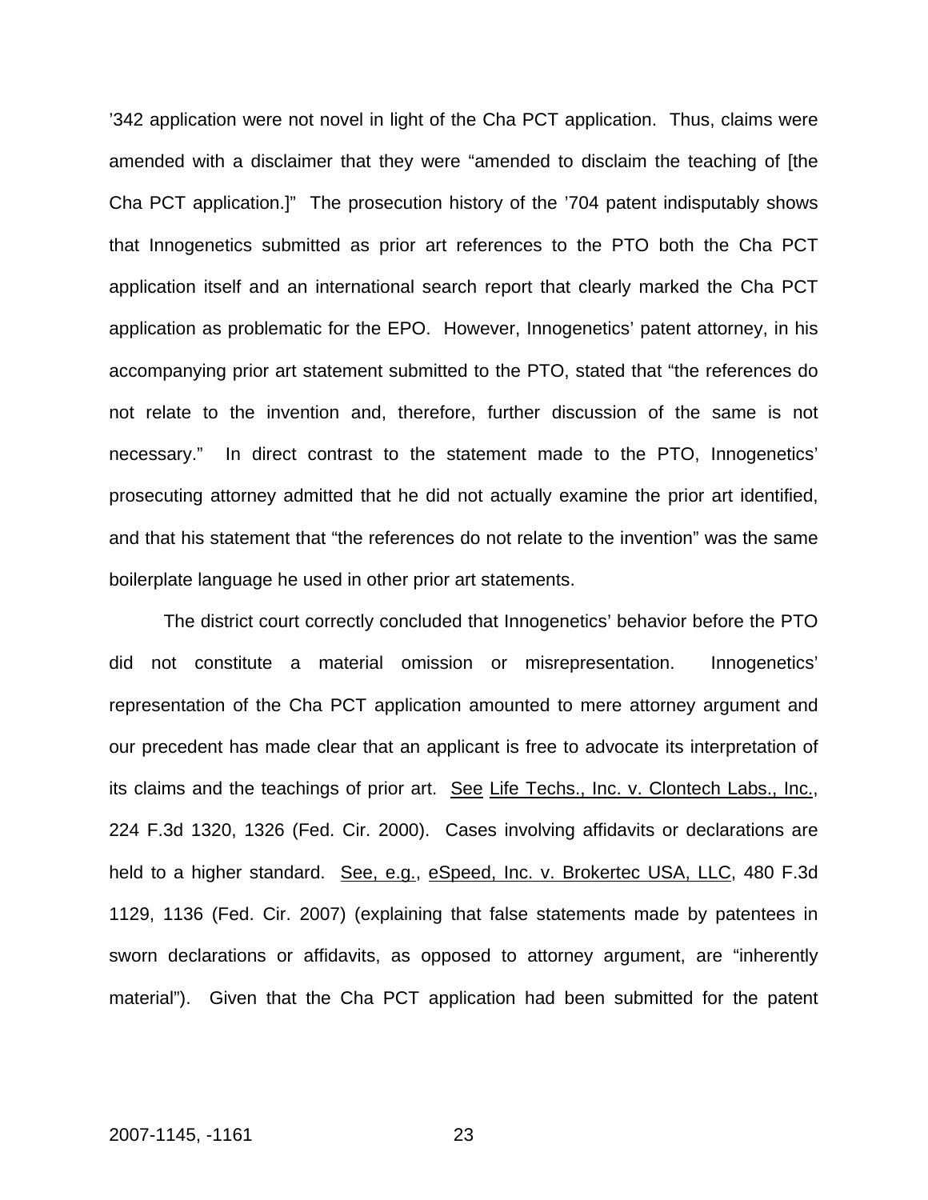’342 application were not novel in light of the Cha PCT application. Thus, claims were amended with a disclaimer that they were “amended to disclaim the teaching of [the Cha PCT application.]” The prosecution history of the ’704 patent indisputably shows that Innogenetics submitted as prior art references to the PTO both the Cha PCT application itself and an international search report that clearly marked the Cha PCT application as problematic for the EPO. However, Innogenetics’ patent attorney, in his accompanying prior art statement submitted to the PTO, stated that “the references do not relate to the invention and, therefore, further discussion of the same is not necessary.” In direct contrast to the statement made to the PTO, Innogenetics’ prosecuting attorney admitted that he did not actually examine the prior art identified, and that his statement that “the references do not relate to the invention” was the same boilerplate language he used in other prior art statements.

The district court correctly concluded that Innogenetics’ behavior before the PTO did not constitute a material omission or misrepresentation. Innogenetics’ representation of the Cha PCT application amounted to mere attorney argument and our precedent has made clear that an applicant is free to advocate its interpretation of its claims and the teachings of prior art. See Life Techs., Inc. v. Clontech Labs., Inc., 224 F.3d 1320, 1326 (Fed. Cir. 2000). Cases involving affidavits or declarations are held to a higher standard. See, e.g., eSpeed, Inc. v. Brokertec USA, LLC, 480 F.3d 1129, 1136 (Fed. Cir. 2007) (explaining that false statements made by patentees in sworn declarations or affidavits, as opposed to attorney argument, are “inherently material”). Given that the Cha PCT application had been submitted for the patent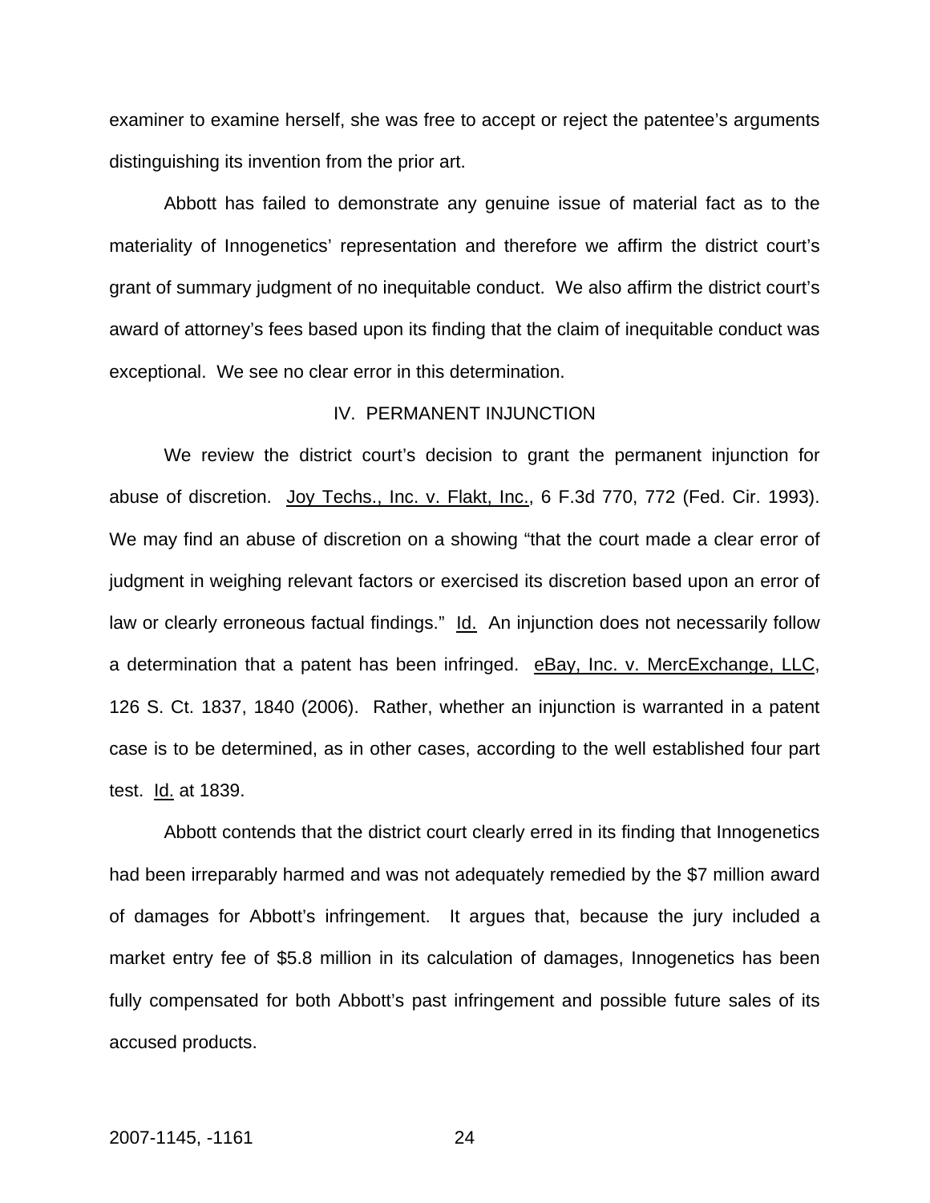examiner to examine herself, she was free to accept or reject the patentee's arguments distinguishing its invention from the prior art.

Abbott has failed to demonstrate any genuine issue of material fact as to the materiality of Innogenetics' representation and therefore we affirm the district court's grant of summary judgment of no inequitable conduct. We also affirm the district court's award of attorney's fees based upon its finding that the claim of inequitable conduct was exceptional. We see no clear error in this determination.

## IV. PERMANENT INJUNCTION

We review the district court's decision to grant the permanent injunction for abuse of discretion. Joy Techs., Inc. v. Flakt, Inc., 6 F.3d 770, 772 (Fed. Cir. 1993). We may find an abuse of discretion on a showing "that the court made a clear error of judgment in weighing relevant factors or exercised its discretion based upon an error of law or clearly erroneous factual findings." Id. An injunction does not necessarily follow a determination that a patent has been infringed. eBay, Inc. v. MercExchange, LLC, 126 S. Ct. 1837, 1840 (2006). Rather, whether an injunction is warranted in a patent case is to be determined, as in other cases, according to the well established four part test. Id. at 1839.

Abbott contends that the district court clearly erred in its finding that Innogenetics had been irreparably harmed and was not adequately remedied by the $7 million award of damages for Abbott's infringement. It argues that, because the jury included a market entry fee of $5.8 million in its calculation of damages, Innogenetics has been fully compensated for both Abbott's past infringement and possible future sales of its accused products.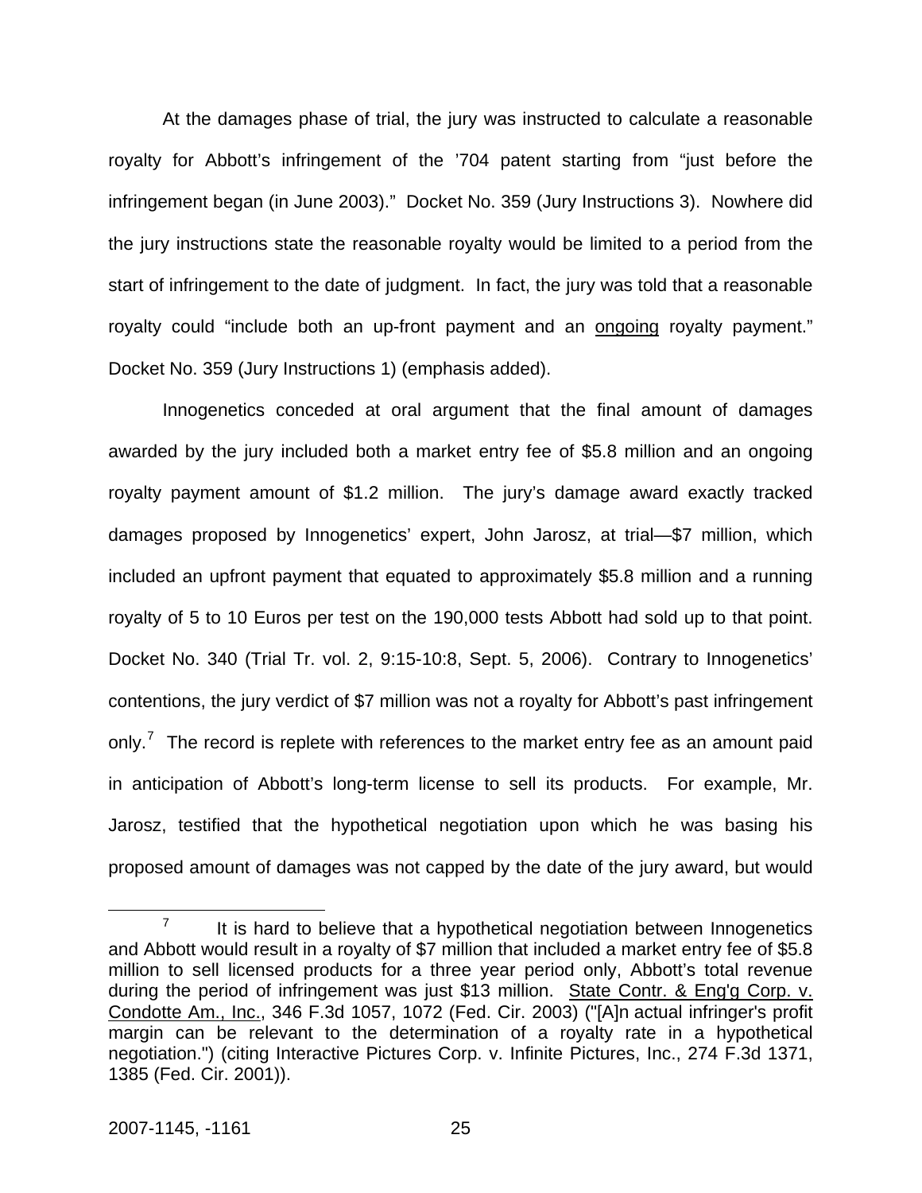At the damages phase of trial, the jury was instructed to calculate a reasonable royalty for Abbott's infringement of the '704 patent starting from "just before the infringement began (in June 2003)." Docket No. 359 (Jury Instructions 3). Nowhere did the jury instructions state the reasonable royalty would be limited to a period from the start of infringement to the date of judgment. In fact, the jury was told that a reasonable royalty could "include both an up-front payment and an ongoing royalty payment." Docket No. 359 (Jury Instructions 1) (emphasis added).

Innogenetics conceded at oral argument that the final amount of damages awarded by the jury included both a market entry fee of $5.8 million and an ongoing royalty payment amount of $1.2 million. The jury's damage award exactly tracked damages proposed by Innogenetics' expert, John Jarosz, at trial—$7 million, which included an upfront payment that equated to approximately $5.8 million and a running royalty of 5 to 10 Euros per test on the 190,000 tests Abbott had sold up to that point. Docket No. 340 (Trial Tr. vol. 2, 9:15-10:8, Sept. 5, 2006). Contrary to Innogenetics' contentions, the jury verdict of $7 million was not a royalty for Abbott's past infringement only.[7] The record is replete with references to the market entry fee as an amount paid in anticipation of Abbott's long-term license to sell its products. For example, Mr. Jarosz, testified that the hypothetical negotiation upon which he was basing his proposed amount of damages was not capped by the date of the jury award, but would

[7] It is hard to believe that a hypothetical negotiation between Innogenetics and Abbott would result in a royalty of $7 million that included a market entry fee of $5.8 million to sell licensed products for a three year period only, Abbott's total revenue during the period of infringement was just $13 million. State Contr. & Eng'g Corp. v. Condotte Am., Inc., 346 F.3d 1057, 1072 (Fed. Cir. 2003) ("[A]n actual infringer's profit margin can be relevant to the determination of a royalty rate in a hypothetical negotiation.") (citing Interactive Pictures Corp. v. Infinite Pictures, Inc., 274 F.3d 1371, 1385 (Fed. Cir. 2001)).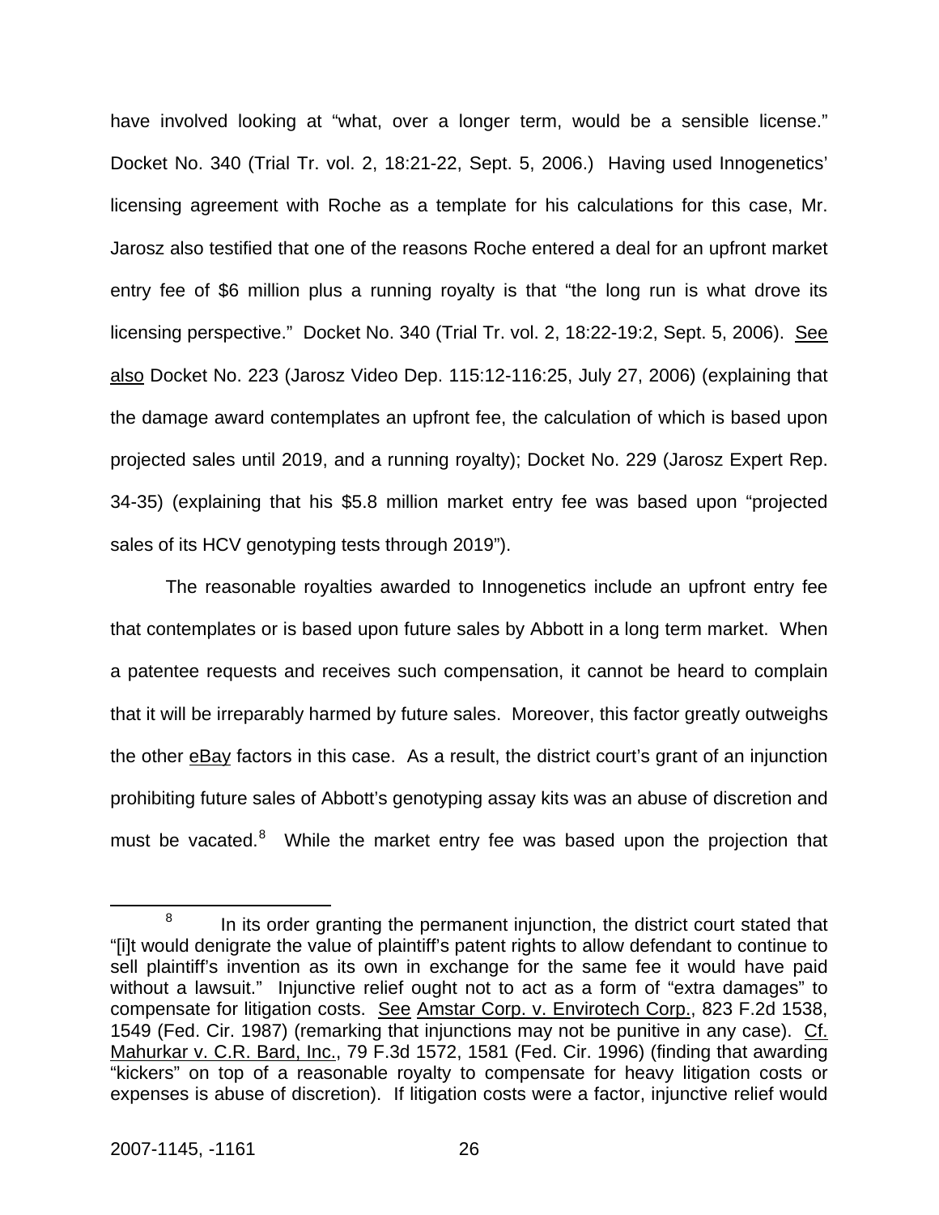have involved looking at "what, over a longer term, would be a sensible license." Docket No. 340 (Trial Tr. vol. 2, 18:21-22, Sept. 5, 2006.) Having used Innogenetics' licensing agreement with Roche as a template for his calculations for this case, Mr. Jarosz also testified that one of the reasons Roche entered a deal for an upfront market entry fee of $6 million plus a running royalty is that "the long run is what drove its licensing perspective." Docket No. 340 (Trial Tr. vol. 2, 18:22-19:2, Sept. 5, 2006). See also Docket No. 223 (Jarosz Video Dep. 115:12-116:25, July 27, 2006) (explaining that the damage award contemplates an upfront fee, the calculation of which is based upon projected sales until 2019, and a running royalty); Docket No. 229 (Jarosz Expert Rep. 34-35) (explaining that his $5.8 million market entry fee was based upon "projected sales of its HCV genotyping tests through 2019").

The reasonable royalties awarded to Innogenetics include an upfront entry fee that contemplates or is based upon future sales by Abbott in a long term market. When a patentee requests and receives such compensation, it cannot be heard to complain that it will be irreparably harmed by future sales. Moreover, this factor greatly outweighs the other eBay factors in this case. As a result, the district court's grant of an injunction prohibiting future sales of Abbott's genotyping assay kits was an abuse of discretion and must be vacated.[8] While the market entry fee was based upon the projection that

---

[8] In its order granting the permanent injunction, the district court stated that "[i]t would denigrate the value of plaintiff's patent rights to allow defendant to continue to sell plaintiff's invention as its own in exchange for the same fee it would have paid without a lawsuit." Injunctive relief ought not to act as a form of "extra damages" to compensate for litigation costs. See Amstar Corp. v. Envirotech Corp., 823 F.2d 1538, 1549 (Fed. Cir. 1987) (remarking that injunctions may not be punitive in any case). Cf. Mahurkar v. C.R. Bard, Inc., 79 F.3d 1572, 1581 (Fed. Cir. 1996) (finding that awarding "kickers" on top of a reasonable royalty to compensate for heavy litigation costs or expenses is abuse of discretion). If litigation costs were a factor, injunctive relief would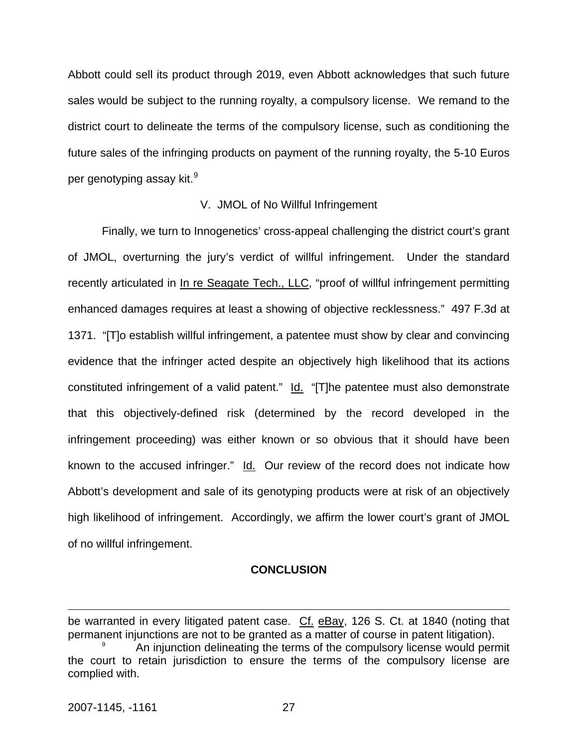Abbott could sell its product through 2019, even Abbott acknowledges that such future sales would be subject to the running royalty, a compulsory license. We remand to the district court to delineate the terms of the compulsory license, such as conditioning the future sales of the infringing products on payment of the running royalty, the 5-10 Euros per genotyping assay kit.[9]

V. JMOL of No Willful Infringement

Finally, we turn to Innogenetics' cross-appeal challenging the district court's grant of JMOL, overturning the jury's verdict of willful infringement. Under the standard recently articulated in In re Seagate Tech., LLC, "proof of willful infringement permitting enhanced damages requires at least a showing of objective recklessness." 497 F.3d at 1371. "[T]o establish willful infringement, a patentee must show by clear and convincing evidence that the infringer acted despite an objectively high likelihood that its actions constituted infringement of a valid patent." Id. "[T]he patentee must also demonstrate that this objectively-defined risk (determined by the record developed in the infringement proceeding) was either known or so obvious that it should have been known to the accused infringer." Id. Our review of the record does not indicate how Abbott's development and sale of its genotyping products were at risk of an objectively high likelihood of infringement. Accordingly, we affirm the lower court's grant of JMOL of no willful infringement.

**CONCLUSION**

---

be warranted in every litigated patent case. Cf. eBay, 126 S. Ct. at 1840 (noting that permanent injunctions are not to be granted as a matter of course in patent litigation).

[9] An injunction delineating the terms of the compulsory license would permit the court to retain jurisdiction to ensure the terms of the compulsory license are complied with.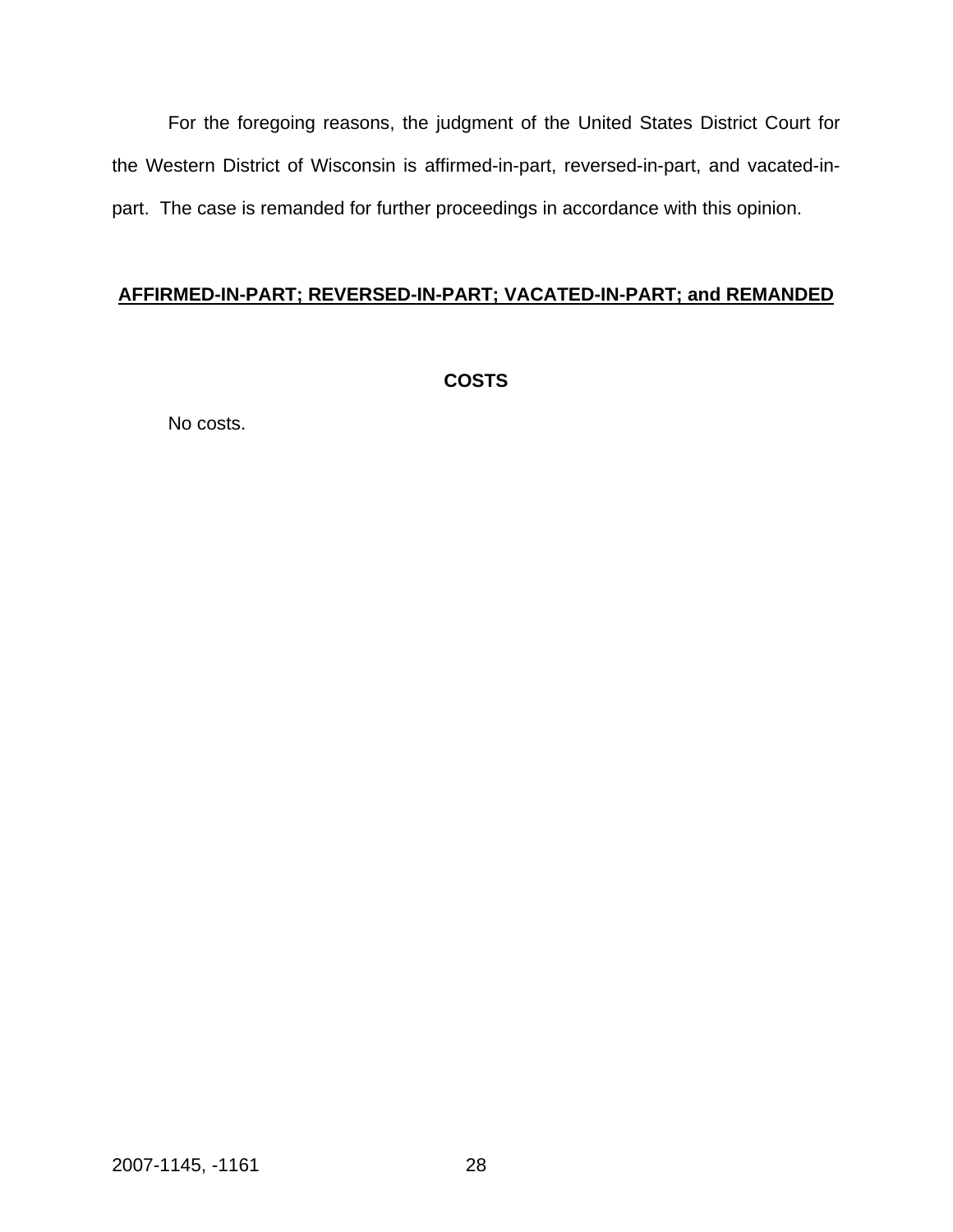For the foregoing reasons, the judgment of the United States District Court for the Western District of Wisconsin is affirmed-in-part, reversed-in-part, and vacated-in-part. The case is remanded for further proceedings in accordance with this opinion.

**AFFIRMED-IN-PART; REVERSED-IN-PART; VACATED-IN-PART; and REMANDED**

**COSTS**

No costs.